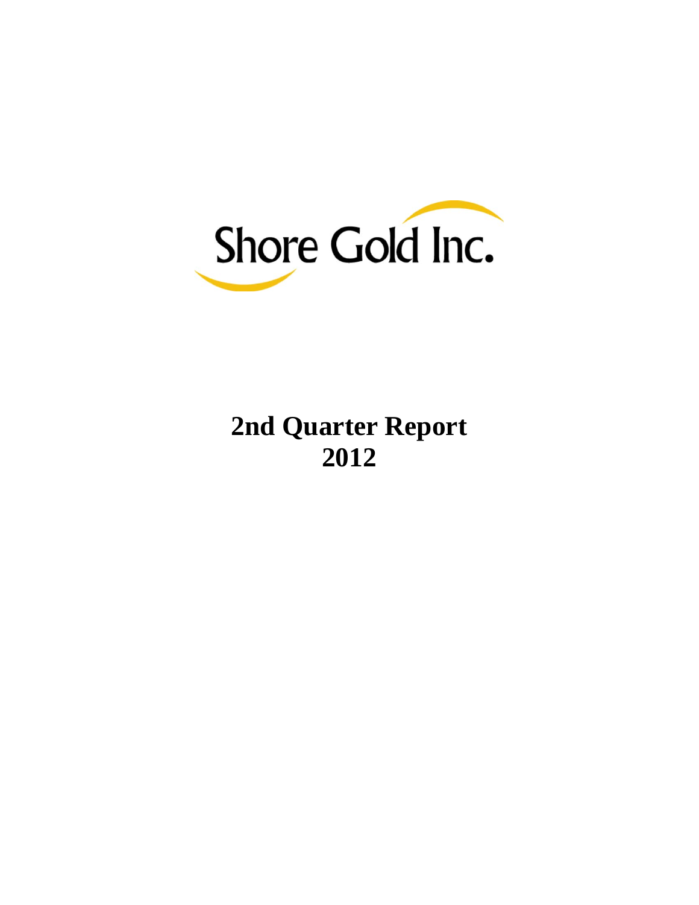Shore Gold Inc.

# 2nd Quarter Report 2012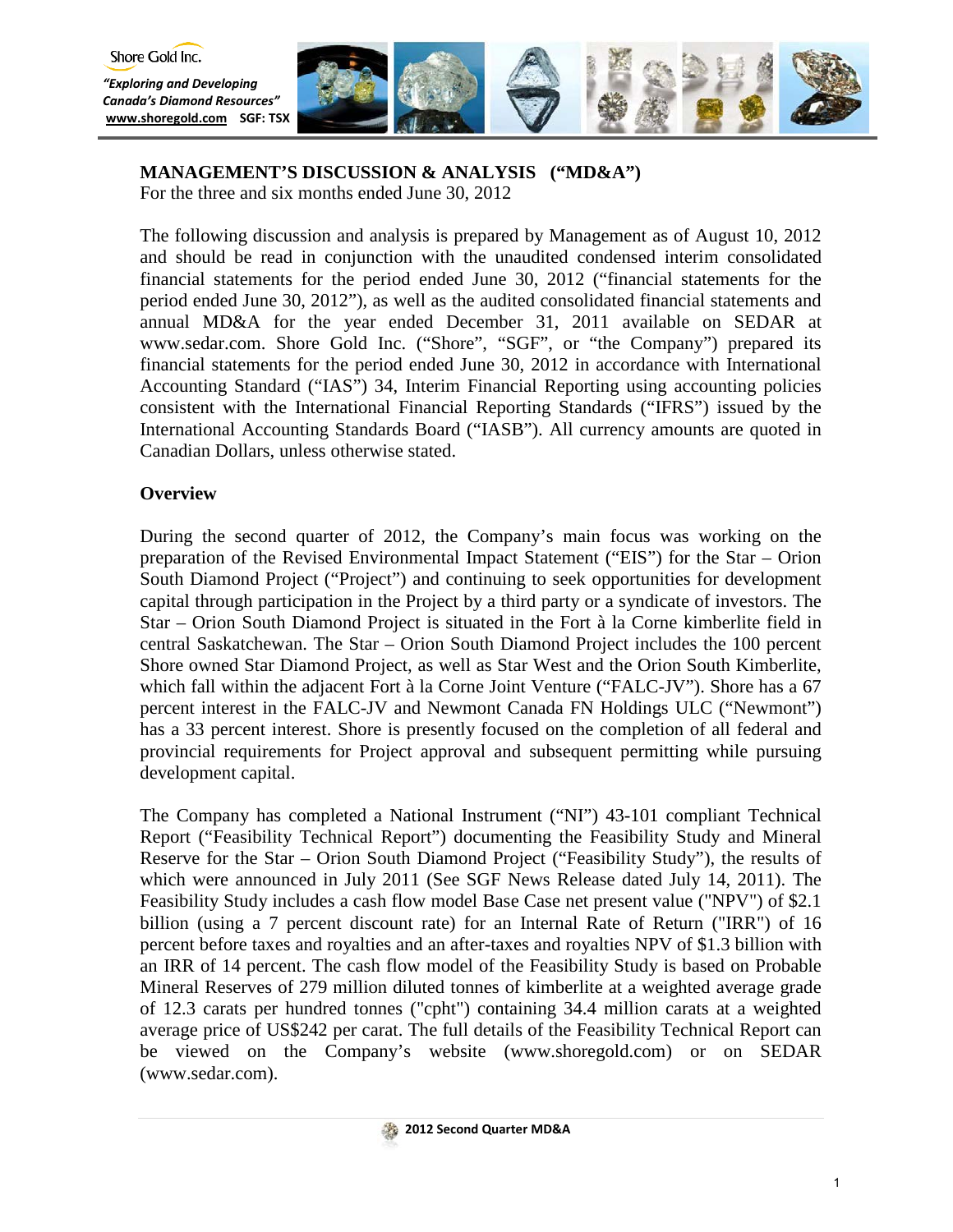# MANAGEMENT'S DISCUSSION & ANALYSIS ("MD&A")

For the three and six months ended June 30, 2012

The following discussion and analysis is prepared by Management as of August 10, 2012 and should be read in conjunction with the unaudited condensed interim consolidated financial statements for the period ended June 30, 2012 ("financial statements for the period ended June 30, 2012"), as well as the audited consolidated financial statements and annual MD&A for the year ended December 31, 2011 available on SEDAR at www.sedar.com. Shore Gold Inc. ("Shore", "SGF", or "the Company") prepared its financial statements for the period ended June 30, 2012 in accordance with International Accounting Standard ("IAS") 34, Interim Financial Reporting using accounting policies consistent with the International Financial Reporting Standards ("IFRS") issued by the International Accounting Standards Board ("IASB"). All currency amounts are quoted in Canadian Dollars, unless otherwise stated.

## Overview

During the second quarter of 2012, the Company's main focus was working on the preparation of the Revised Environmental Impact Statement ("EIS") for the Star – Orion South Diamond Project ("Project") and continuing to seek opportunities for development capital through participation in the Project by a third party or a syndicate of investors. The Star – Orion South Diamond Project is situated in the Fort à la Corne kimberlite field in central Saskatchewan. The Star – Orion South Diamond Project includes the 100 percent Shore owned Star Diamond Project, as well as Star West and the Orion South Kimberlite, which fall within the adjacent Fort à la Corne Joint Venture ("FALC-JV"). Shore has a 67 percent interest in the FALC-JV and Newmont Canada FN Holdings ULC ("Newmont") has a 33 percent interest. Shore is presently focused on the completion of all federal and provincial requirements for Project approval and subsequent permitting while pursuing development capital.

The Company has completed a National Instrument ("NI") 43-101 compliant Technical Report ("Feasibility Technical Report") documenting the Feasibility Study and Mineral Reserve for the Star – Orion South Diamond Project ("Feasibility Study"), the results of which were announced in July 2011 (See SGF News Release dated July 14, 2011). The Feasibility Study includes a cash flow model Base Case net present value ("NPV") of $2.1 billion (using a 7 percent discount rate) for an Internal Rate of Return ("IRR") of 16 percent before taxes and royalties and an after-taxes and royalties NPV of $1.3 billion with an IRR of 14 percent. The cash flow model of the Feasibility Study is based on Probable Mineral Reserves of 279 million diluted tonnes of kimberlite at a weighted average grade of 12.3 carats per hundred tonnes ("cpht") containing 34.4 million carats at a weighted average price of US$242 per carat. The full details of the Feasibility Technical Report can be viewed on the Company's website (www.shoregold.com) or on SEDAR (www.sedar.com).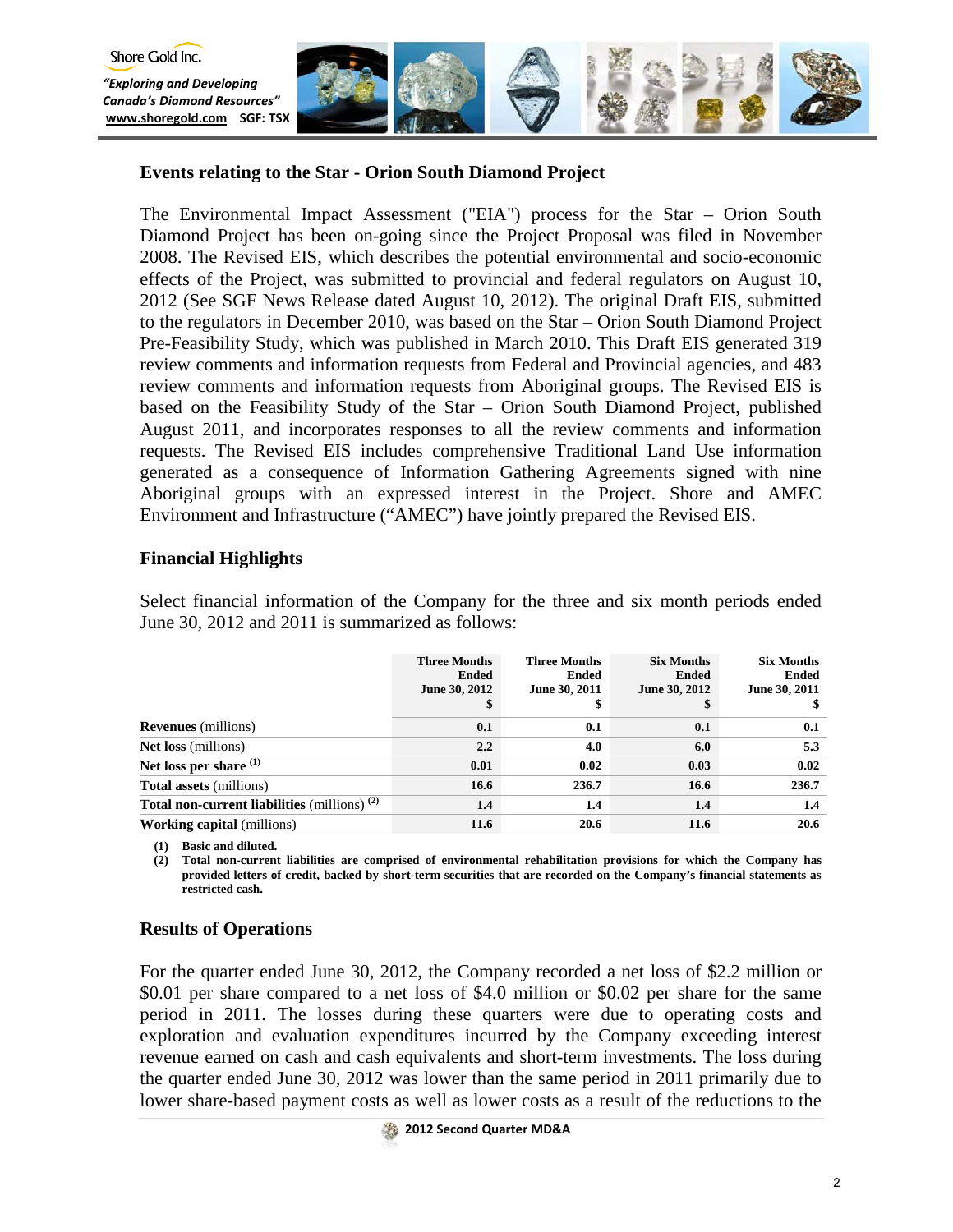## Events relating to the Star - Orion South Diamond Project

The Environmental Impact Assessment ("EIA") process for the Star – Orion South Diamond Project has been on-going since the Project Proposal was filed in November 2008. The Revised EIS, which describes the potential environmental and socio-economic effects of the Project, was submitted to provincial and federal regulators on August 10, 2012 (See SGF News Release dated August 10, 2012). The original Draft EIS, submitted to the regulators in December 2010, was based on the Star – Orion South Diamond Project Pre-Feasibility Study, which was published in March 2010. This Draft EIS generated 319 review comments and information requests from Federal and Provincial agencies, and 483 review comments and information requests from Aboriginal groups. The Revised EIS is based on the Feasibility Study of the Star – Orion South Diamond Project, published August 2011, and incorporates responses to all the review comments and information requests. The Revised EIS includes comprehensive Traditional Land Use information generated as a consequence of Information Gathering Agreements signed with nine Aboriginal groups with an expressed interest in the Project. Shore and AMEC Environment and Infrastructure ("AMEC") have jointly prepared the Revised EIS.

## Financial Highlights

Select financial information of the Company for the three and six month periods ended June 30, 2012 and 2011 is summarized as follows:

| | Three Months Ended June 30, 2012 $ | Three Months Ended June 30, 2011 $ | Six Months Ended June 30, 2012 $ | Six Months Ended June 30, 2011 $ |
|---|---|---|---|---|
| **Revenues** (millions) | **0.1** | **0.1** | **0.1** | **0.1** |
| **Net loss** (millions) | **2.2** | **4.0** | **6.0** | **5.3** |
| **Net loss per share** [(1)] | **0.01** | **0.02** | **0.03** | **0.02** |
| **Total assets** (millions) | **16.6** | **236.7** | **16.6** | **236.7** |
| **Total non-current liabilities** (millions) [(2)] | **1.4** | **1.4** | **1.4** | **1.4** |
| **Working capital** (millions) | **11.6** | **20.6** | **11.6** | **20.6** |

**(1) Basic and diluted.**

**(2) Total non-current liabilities are comprised of environmental rehabilitation provisions for which the Company has provided letters of credit, backed by short-term securities that are recorded on the Company's financial statements as restricted cash.**

## Results of Operations

For the quarter ended June 30, 2012, the Company recorded a net loss of $2.2 million or $0.01 per share compared to a net loss of $4.0 million or $0.02 per share for the same period in 2011. The losses during these quarters were due to operating costs and exploration and evaluation expenditures incurred by the Company exceeding interest revenue earned on cash and cash equivalents and short-term investments. The loss during the quarter ended June 30, 2012 was lower than the same period in 2011 primarily due to lower share-based payment costs as well as lower costs as a result of the reductions to the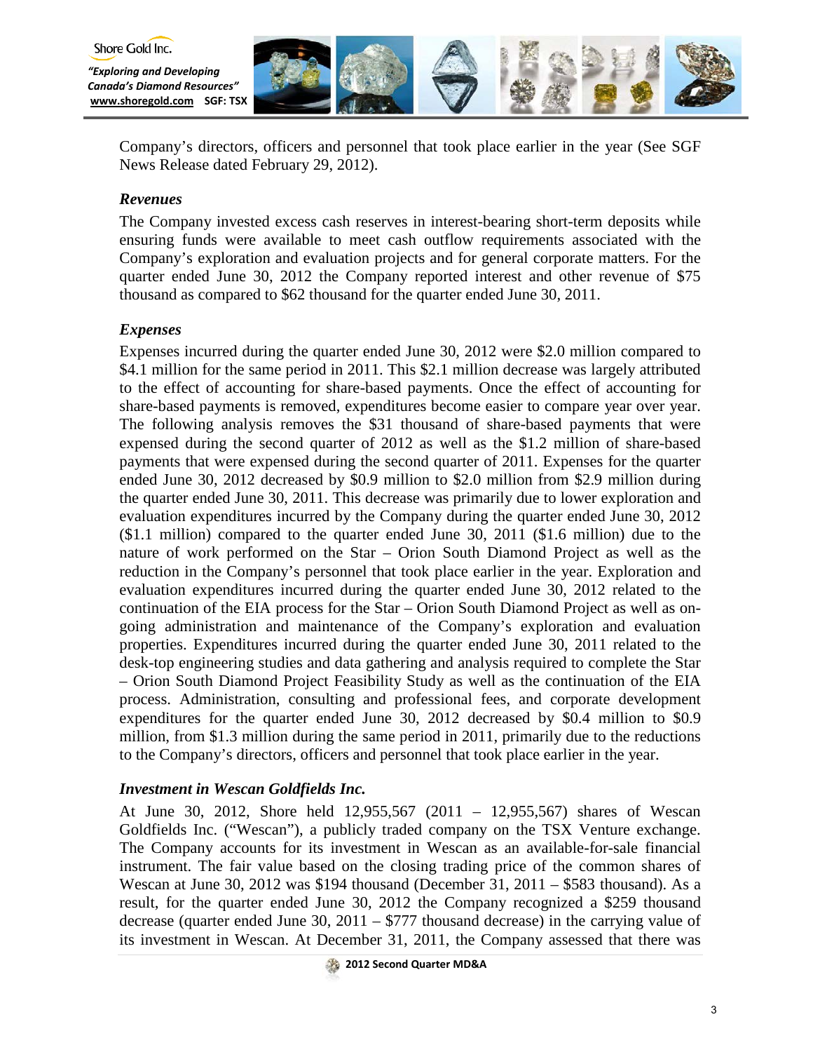Company's directors, officers and personnel that took place earlier in the year (See SGF News Release dated February 29, 2012).

### *Revenues*

The Company invested excess cash reserves in interest-bearing short-term deposits while ensuring funds were available to meet cash outflow requirements associated with the Company's exploration and evaluation projects and for general corporate matters. For the quarter ended June 30, 2012 the Company reported interest and other revenue of $75 thousand as compared to $62 thousand for the quarter ended June 30, 2011.

### *Expenses*

Expenses incurred during the quarter ended June 30, 2012 were $2.0 million compared to $4.1 million for the same period in 2011. This $2.1 million decrease was largely attributed to the effect of accounting for share-based payments. Once the effect of accounting for share-based payments is removed, expenditures become easier to compare year over year. The following analysis removes the $31 thousand of share-based payments that were expensed during the second quarter of 2012 as well as the $1.2 million of share-based payments that were expensed during the second quarter of 2011. Expenses for the quarter ended June 30, 2012 decreased by $0.9 million to $2.0 million from $2.9 million during the quarter ended June 30, 2011. This decrease was primarily due to lower exploration and evaluation expenditures incurred by the Company during the quarter ended June 30, 2012 ($1.1 million) compared to the quarter ended June 30, 2011 ($1.6 million) due to the nature of work performed on the Star – Orion South Diamond Project as well as the reduction in the Company's personnel that took place earlier in the year. Exploration and evaluation expenditures incurred during the quarter ended June 30, 2012 related to the continuation of the EIA process for the Star – Orion South Diamond Project as well as on-going administration and maintenance of the Company's exploration and evaluation properties. Expenditures incurred during the quarter ended June 30, 2011 related to the desk-top engineering studies and data gathering and analysis required to complete the Star – Orion South Diamond Project Feasibility Study as well as the continuation of the EIA process. Administration, consulting and professional fees, and corporate development expenditures for the quarter ended June 30, 2012 decreased by $0.4 million to $0.9 million, from $1.3 million during the same period in 2011, primarily due to the reductions to the Company's directors, officers and personnel that took place earlier in the year.

### *Investment in Wescan Goldfields Inc.*

At June 30, 2012, Shore held 12,955,567 (2011 – 12,955,567) shares of Wescan Goldfields Inc. ("Wescan"), a publicly traded company on the TSX Venture exchange. The Company accounts for its investment in Wescan as an available-for-sale financial instrument. The fair value based on the closing trading price of the common shares of Wescan at June 30, 2012 was $194 thousand (December 31, 2011 – $583 thousand). As a result, for the quarter ended June 30, 2012 the Company recognized a $259 thousand decrease (quarter ended June 30, 2011 – $777 thousand decrease) in the carrying value of its investment in Wescan. At December 31, 2011, the Company assessed that there was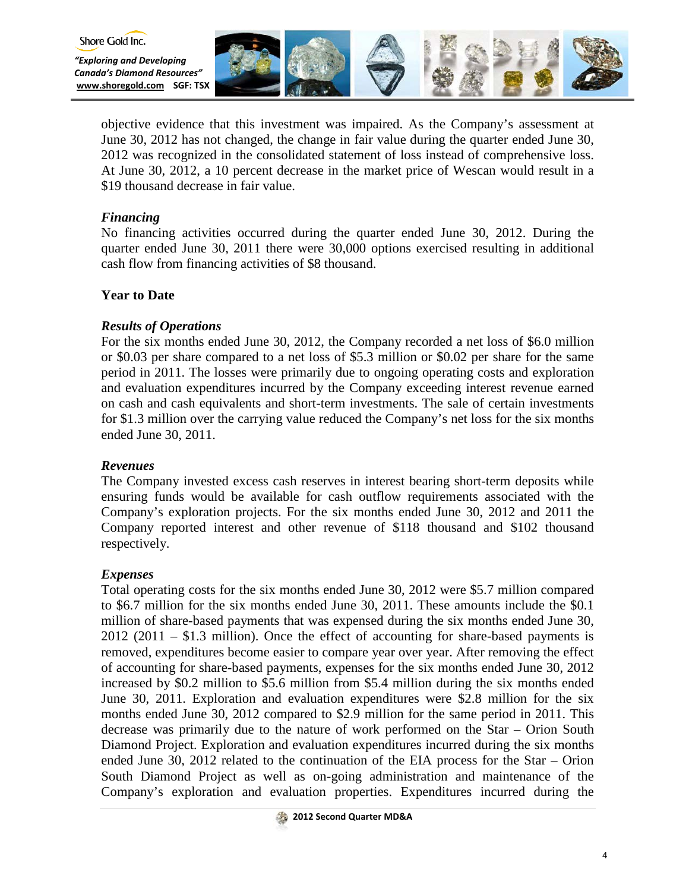objective evidence that this investment was impaired. As the Company's assessment at June 30, 2012 has not changed, the change in fair value during the quarter ended June 30, 2012 was recognized in the consolidated statement of loss instead of comprehensive loss. At June 30, 2012, a 10 percent decrease in the market price of Wescan would result in a $19 thousand decrease in fair value.

*Financing*

No financing activities occurred during the quarter ended June 30, 2012. During the quarter ended June 30, 2011 there were 30,000 options exercised resulting in additional cash flow from financing activities of $8 thousand.

**Year to Date**

*Results of Operations*

For the six months ended June 30, 2012, the Company recorded a net loss of $6.0 million or $0.03 per share compared to a net loss of $5.3 million or $0.02 per share for the same period in 2011. The losses were primarily due to ongoing operating costs and exploration and evaluation expenditures incurred by the Company exceeding interest revenue earned on cash and cash equivalents and short-term investments. The sale of certain investments for $1.3 million over the carrying value reduced the Company's net loss for the six months ended June 30, 2011.

*Revenues*

The Company invested excess cash reserves in interest bearing short-term deposits while ensuring funds would be available for cash outflow requirements associated with the Company's exploration projects. For the six months ended June 30, 2012 and 2011 the Company reported interest and other revenue of $118 thousand and $102 thousand respectively.

*Expenses*

Total operating costs for the six months ended June 30, 2012 were $5.7 million compared to $6.7 million for the six months ended June 30, 2011. These amounts include the $0.1 million of share-based payments that was expensed during the six months ended June 30, 2012 (2011 – $1.3 million). Once the effect of accounting for share-based payments is removed, expenditures become easier to compare year over year. After removing the effect of accounting for share-based payments, expenses for the six months ended June 30, 2012 increased by $0.2 million to $5.6 million from $5.4 million during the six months ended June 30, 2011. Exploration and evaluation expenditures were $2.8 million for the six months ended June 30, 2012 compared to $2.9 million for the same period in 2011. This decrease was primarily due to the nature of work performed on the Star – Orion South Diamond Project. Exploration and evaluation expenditures incurred during the six months ended June 30, 2012 related to the continuation of the EIA process for the Star – Orion South Diamond Project as well as on-going administration and maintenance of the Company's exploration and evaluation properties. Expenditures incurred during the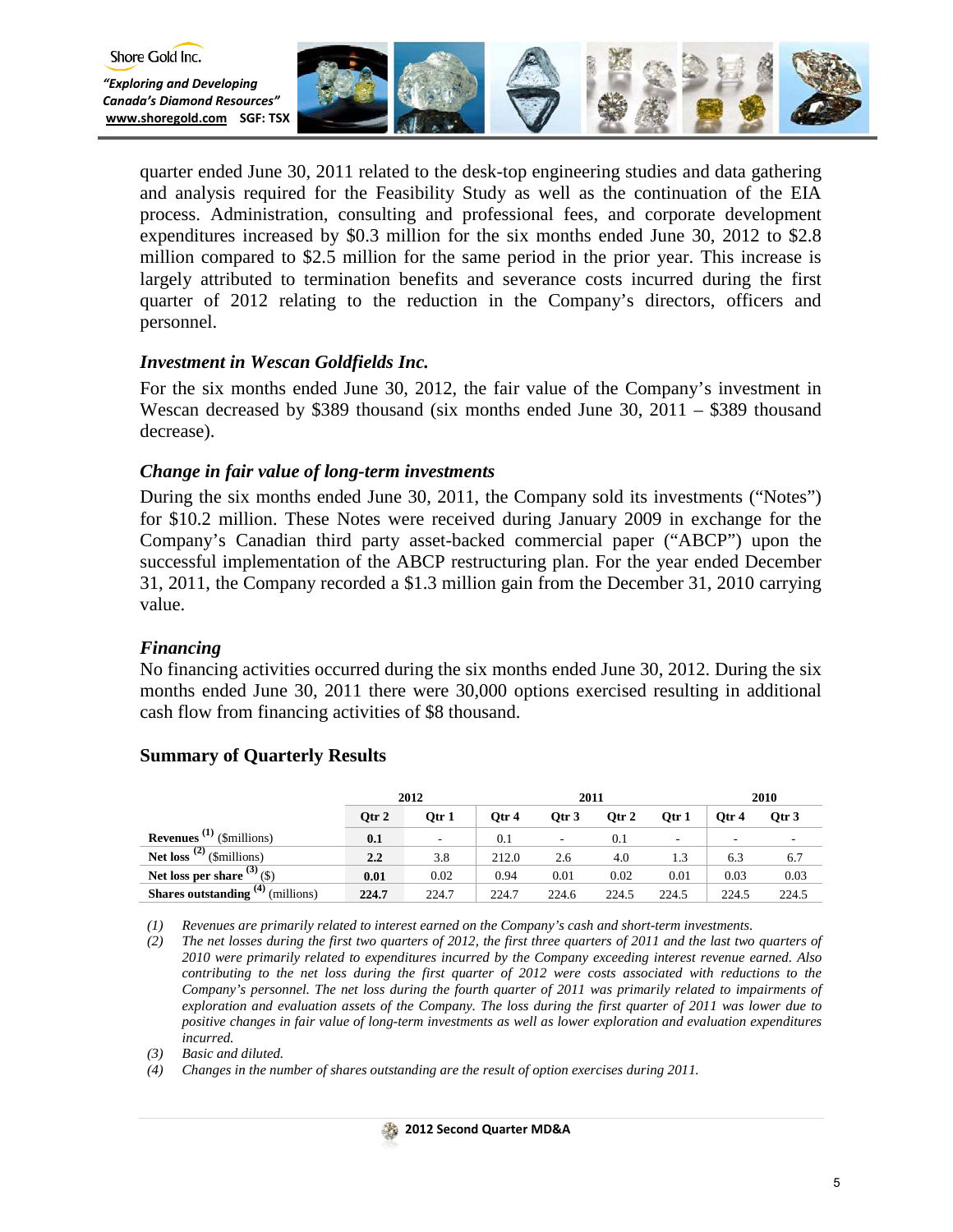quarter ended June 30, 2011 related to the desk-top engineering studies and data gathering and analysis required for the Feasibility Study as well as the continuation of the EIA process. Administration, consulting and professional fees, and corporate development expenditures increased by $0.3 million for the six months ended June 30, 2012 to $2.8 million compared to $2.5 million for the same period in the prior year. This increase is largely attributed to termination benefits and severance costs incurred during the first quarter of 2012 relating to the reduction in the Company's directors, officers and personnel.

### *Investment in Wescan Goldfields Inc.*

For the six months ended June 30, 2012, the fair value of the Company's investment in Wescan decreased by $389 thousand (six months ended June 30, 2011 – $389 thousand decrease).

### *Change in fair value of long-term investments*

During the six months ended June 30, 2011, the Company sold its investments ("Notes") for $10.2 million. These Notes were received during January 2009 in exchange for the Company's Canadian third party asset-backed commercial paper ("ABCP") upon the successful implementation of the ABCP restructuring plan. For the year ended December 31, 2011, the Company recorded a $1.3 million gain from the December 31, 2010 carrying value.

### *Financing*

No financing activities occurred during the six months ended June 30, 2012. During the six months ended June 30, 2011 there were 30,000 options exercised resulting in additional cash flow from financing activities of $8 thousand.

## Summary of Quarterly Results

| | 2012 | | 2011 | | | | 2010 | |
|---|---|---|---|---|---|---|---|---|
| | **Qtr 2** | Qtr 1 | Qtr 4 | Qtr 3 | Qtr 2 | Qtr 1 | Qtr 4 | Qtr 3 |
| **Revenues** [(1)] ($millions) | **0.1** | - | 0.1 | - | 0.1 | - | - | - |
| **Net loss** [(2)] ($millions) | **2.2** | 3.8 | 212.0 | 2.6 | 4.0 | 1.3 | 6.3 | 6.7 |
| **Net loss per share** [(3)] ($) | **0.01** | 0.02 | 0.94 | 0.01 | 0.02 | 0.01 | 0.03 | 0.03 |
| **Shares outstanding** [(4)] (millions) | **224.7** | 224.7 | 224.7 | 224.6 | 224.5 | 224.5 | 224.5 | 224.5 |

*(1) Revenues are primarily related to interest earned on the Company's cash and short-term investments.*

*(2) The net losses during the first two quarters of 2012, the first three quarters of 2011 and the last two quarters of 2010 were primarily related to expenditures incurred by the Company exceeding interest revenue earned. Also contributing to the net loss during the first quarter of 2012 were costs associated with reductions to the Company's personnel. The net loss during the fourth quarter of 2011 was primarily related to impairments of exploration and evaluation assets of the Company. The loss during the first quarter of 2011 was lower due to positive changes in fair value of long-term investments as well as lower exploration and evaluation expenditures incurred.*

*(3) Basic and diluted.*

*(4) Changes in the number of shares outstanding are the result of option exercises during 2011.*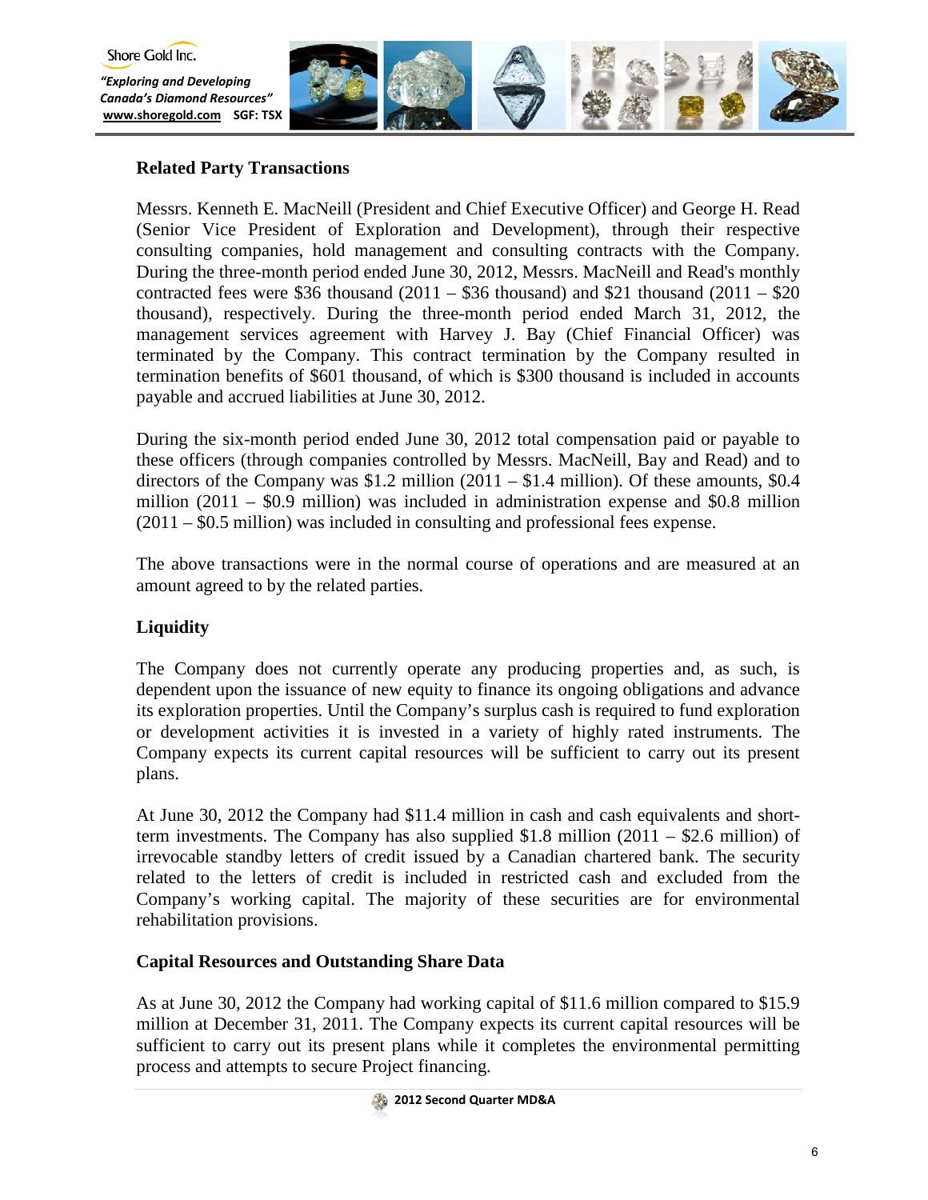## Related Party Transactions

Messrs. Kenneth E. MacNeill (President and Chief Executive Officer) and George H. Read (Senior Vice President of Exploration and Development), through their respective consulting companies, hold management and consulting contracts with the Company. During the three-month period ended June 30, 2012, Messrs. MacNeill and Read's monthly contracted fees were $36 thousand (2011 – $36 thousand) and $21 thousand (2011 – $20 thousand), respectively. During the three-month period ended March 31, 2012, the management services agreement with Harvey J. Bay (Chief Financial Officer) was terminated by the Company. This contract termination by the Company resulted in termination benefits of $601 thousand, of which is $300 thousand is included in accounts payable and accrued liabilities at June 30, 2012.

During the six-month period ended June 30, 2012 total compensation paid or payable to these officers (through companies controlled by Messrs. MacNeill, Bay and Read) and to directors of the Company was $1.2 million (2011 – $1.4 million). Of these amounts, $0.4 million (2011 – $0.9 million) was included in administration expense and $0.8 million (2011 – $0.5 million) was included in consulting and professional fees expense.

The above transactions were in the normal course of operations and are measured at an amount agreed to by the related parties.

## Liquidity

The Company does not currently operate any producing properties and, as such, is dependent upon the issuance of new equity to finance its ongoing obligations and advance its exploration properties. Until the Company's surplus cash is required to fund exploration or development activities it is invested in a variety of highly rated instruments. The Company expects its current capital resources will be sufficient to carry out its present plans.

At June 30, 2012 the Company had $11.4 million in cash and cash equivalents and short-term investments. The Company has also supplied $1.8 million (2011 – $2.6 million) of irrevocable standby letters of credit issued by a Canadian chartered bank. The security related to the letters of credit is included in restricted cash and excluded from the Company's working capital. The majority of these securities are for environmental rehabilitation provisions.

## Capital Resources and Outstanding Share Data

As at June 30, 2012 the Company had working capital of $11.6 million compared to $15.9 million at December 31, 2011. The Company expects its current capital resources will be sufficient to carry out its present plans while it completes the environmental permitting process and attempts to secure Project financing.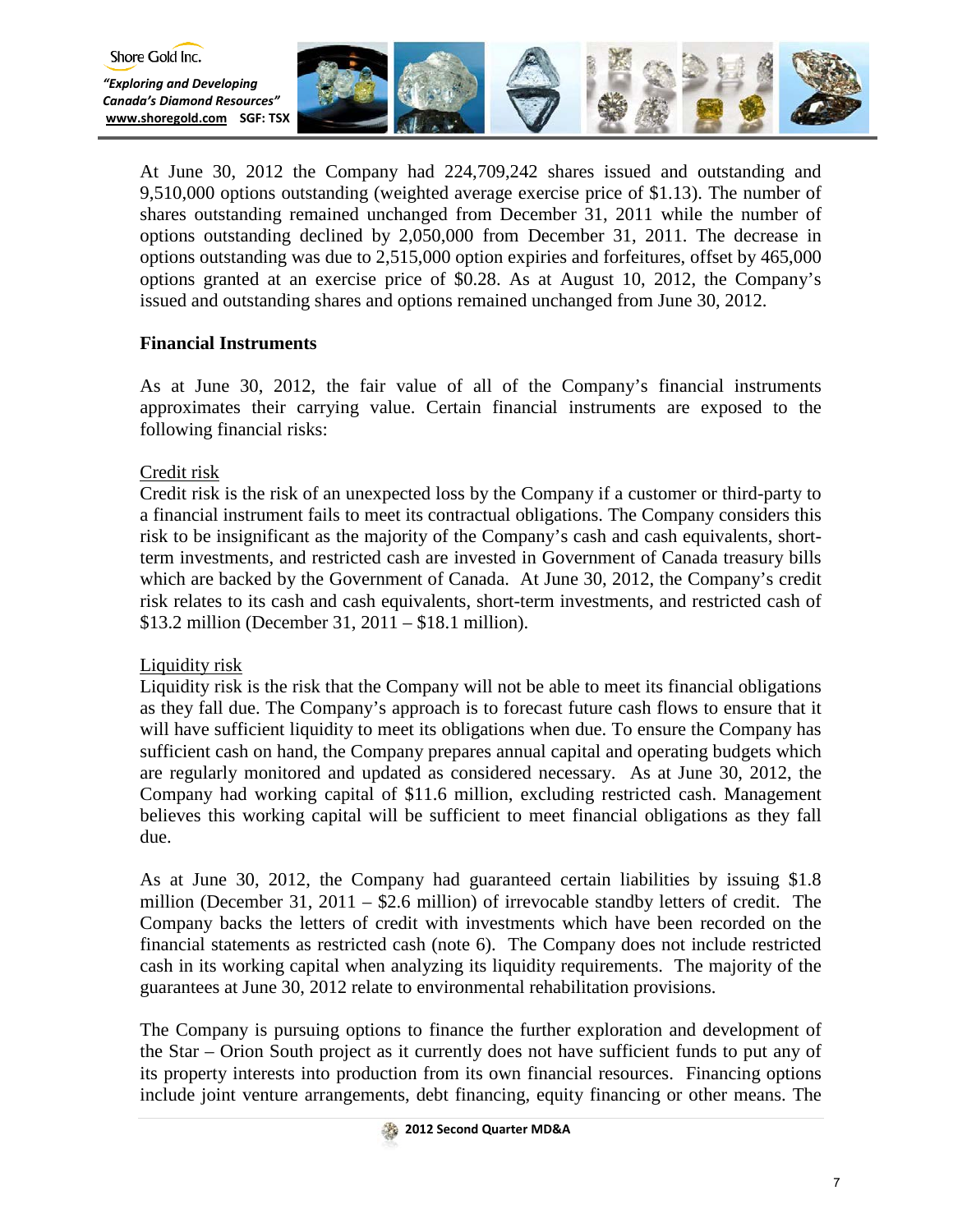At June 30, 2012 the Company had 224,709,242 shares issued and outstanding and 9,510,000 options outstanding (weighted average exercise price of $1.13). The number of shares outstanding remained unchanged from December 31, 2011 while the number of options outstanding declined by 2,050,000 from December 31, 2011. The decrease in options outstanding was due to 2,515,000 option expiries and forfeitures, offset by 465,000 options granted at an exercise price of $0.28. As at August 10, 2012, the Company's issued and outstanding shares and options remained unchanged from June 30, 2012.

## Financial Instruments

As at June 30, 2012, the fair value of all of the Company's financial instruments approximates their carrying value. Certain financial instruments are exposed to the following financial risks:

Credit risk

Credit risk is the risk of an unexpected loss by the Company if a customer or third-party to a financial instrument fails to meet its contractual obligations. The Company considers this risk to be insignificant as the majority of the Company's cash and cash equivalents, short-term investments, and restricted cash are invested in Government of Canada treasury bills which are backed by the Government of Canada. At June 30, 2012, the Company's credit risk relates to its cash and cash equivalents, short-term investments, and restricted cash of $13.2 million (December 31, 2011 – $18.1 million).

Liquidity risk

Liquidity risk is the risk that the Company will not be able to meet its financial obligations as they fall due. The Company's approach is to forecast future cash flows to ensure that it will have sufficient liquidity to meet its obligations when due. To ensure the Company has sufficient cash on hand, the Company prepares annual capital and operating budgets which are regularly monitored and updated as considered necessary. As at June 30, 2012, the Company had working capital of $11.6 million, excluding restricted cash. Management believes this working capital will be sufficient to meet financial obligations as they fall due.

As at June 30, 2012, the Company had guaranteed certain liabilities by issuing $1.8 million (December 31, 2011 – $2.6 million) of irrevocable standby letters of credit. The Company backs the letters of credit with investments which have been recorded on the financial statements as restricted cash (note 6). The Company does not include restricted cash in its working capital when analyzing its liquidity requirements. The majority of the guarantees at June 30, 2012 relate to environmental rehabilitation provisions.

The Company is pursuing options to finance the further exploration and development of the Star – Orion South project as it currently does not have sufficient funds to put any of its property interests into production from its own financial resources. Financing options include joint venture arrangements, debt financing, equity financing or other means. The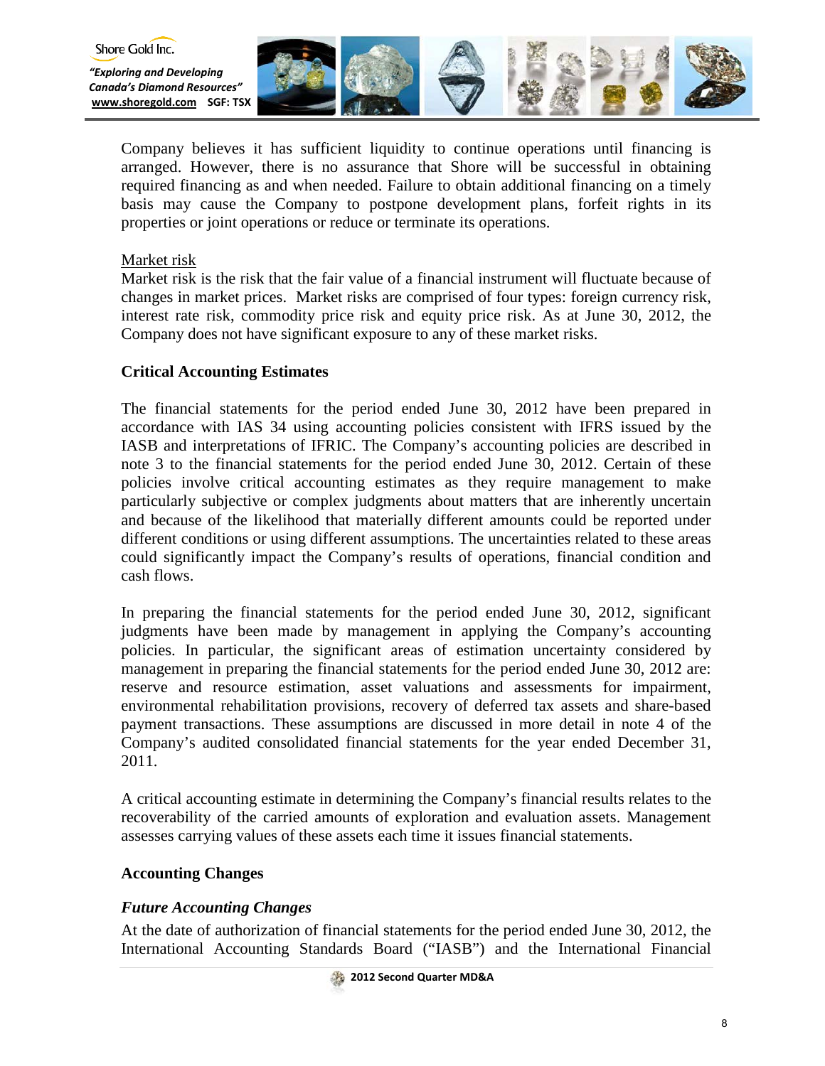Company believes it has sufficient liquidity to continue operations until financing is arranged. However, there is no assurance that Shore will be successful in obtaining required financing as and when needed. Failure to obtain additional financing on a timely basis may cause the Company to postpone development plans, forfeit rights in its properties or joint operations or reduce or terminate its operations.

Market risk

Market risk is the risk that the fair value of a financial instrument will fluctuate because of changes in market prices. Market risks are comprised of four types: foreign currency risk, interest rate risk, commodity price risk and equity price risk. As at June 30, 2012, the Company does not have significant exposure to any of these market risks.

## Critical Accounting Estimates

The financial statements for the period ended June 30, 2012 have been prepared in accordance with IAS 34 using accounting policies consistent with IFRS issued by the IASB and interpretations of IFRIC. The Company's accounting policies are described in note 3 to the financial statements for the period ended June 30, 2012. Certain of these policies involve critical accounting estimates as they require management to make particularly subjective or complex judgments about matters that are inherently uncertain and because of the likelihood that materially different amounts could be reported under different conditions or using different assumptions. The uncertainties related to these areas could significantly impact the Company's results of operations, financial condition and cash flows.

In preparing the financial statements for the period ended June 30, 2012, significant judgments have been made by management in applying the Company's accounting policies. In particular, the significant areas of estimation uncertainty considered by management in preparing the financial statements for the period ended June 30, 2012 are: reserve and resource estimation, asset valuations and assessments for impairment, environmental rehabilitation provisions, recovery of deferred tax assets and share-based payment transactions. These assumptions are discussed in more detail in note 4 of the Company's audited consolidated financial statements for the year ended December 31, 2011.

A critical accounting estimate in determining the Company's financial results relates to the recoverability of the carried amounts of exploration and evaluation assets. Management assesses carrying values of these assets each time it issues financial statements.

## Accounting Changes

### *Future Accounting Changes*

At the date of authorization of financial statements for the period ended June 30, 2012, the International Accounting Standards Board ("IASB") and the International Financial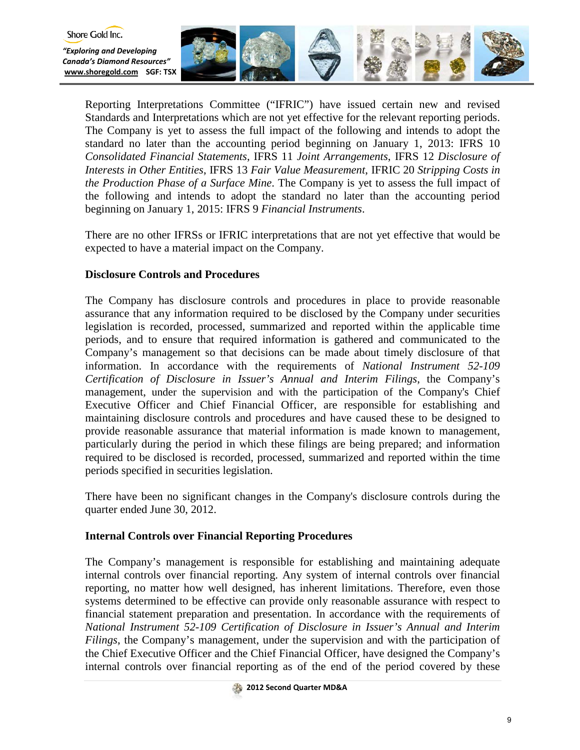Reporting Interpretations Committee ("IFRIC") have issued certain new and revised Standards and Interpretations which are not yet effective for the relevant reporting periods. The Company is yet to assess the full impact of the following and intends to adopt the standard no later than the accounting period beginning on January 1, 2013: IFRS 10 *Consolidated Financial Statements*, IFRS 11 *Joint Arrangements*, IFRS 12 *Disclosure of Interests in Other Entities*, IFRS 13 *Fair Value Measurement*, IFRIC 20 *Stripping Costs in the Production Phase of a Surface Mine*. The Company is yet to assess the full impact of the following and intends to adopt the standard no later than the accounting period beginning on January 1, 2015: IFRS 9 *Financial Instruments*.

There are no other IFRSs or IFRIC interpretations that are not yet effective that would be expected to have a material impact on the Company.

**Disclosure Controls and Procedures**

The Company has disclosure controls and procedures in place to provide reasonable assurance that any information required to be disclosed by the Company under securities legislation is recorded, processed, summarized and reported within the applicable time periods, and to ensure that required information is gathered and communicated to the Company's management so that decisions can be made about timely disclosure of that information. In accordance with the requirements of *National Instrument 52-109 Certification of Disclosure in Issuer's Annual and Interim Filings*, the Company's management, under the supervision and with the participation of the Company's Chief Executive Officer and Chief Financial Officer, are responsible for establishing and maintaining disclosure controls and procedures and have caused these to be designed to provide reasonable assurance that material information is made known to management, particularly during the period in which these filings are being prepared; and information required to be disclosed is recorded, processed, summarized and reported within the time periods specified in securities legislation.

There have been no significant changes in the Company's disclosure controls during the quarter ended June 30, 2012.

**Internal Controls over Financial Reporting Procedures**

The Company's management is responsible for establishing and maintaining adequate internal controls over financial reporting. Any system of internal controls over financial reporting, no matter how well designed, has inherent limitations. Therefore, even those systems determined to be effective can provide only reasonable assurance with respect to financial statement preparation and presentation. In accordance with the requirements of *National Instrument 52-109 Certification of Disclosure in Issuer's Annual and Interim Filings*, the Company's management, under the supervision and with the participation of the Chief Executive Officer and the Chief Financial Officer, have designed the Company's internal controls over financial reporting as of the end of the period covered by these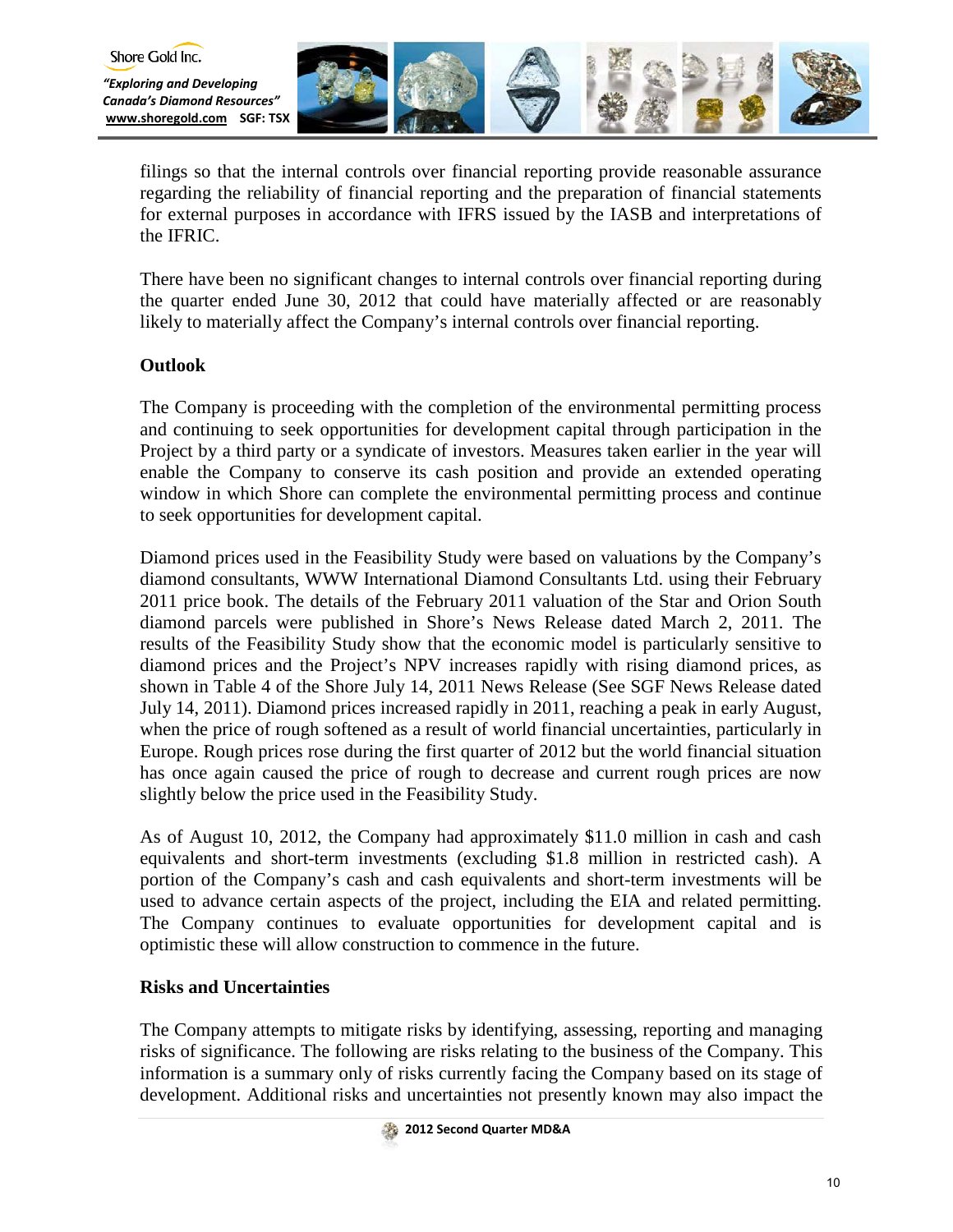filings so that the internal controls over financial reporting provide reasonable assurance regarding the reliability of financial reporting and the preparation of financial statements for external purposes in accordance with IFRS issued by the IASB and interpretations of the IFRIC.

There have been no significant changes to internal controls over financial reporting during the quarter ended June 30, 2012 that could have materially affected or are reasonably likely to materially affect the Company's internal controls over financial reporting.

## Outlook

The Company is proceeding with the completion of the environmental permitting process and continuing to seek opportunities for development capital through participation in the Project by a third party or a syndicate of investors. Measures taken earlier in the year will enable the Company to conserve its cash position and provide an extended operating window in which Shore can complete the environmental permitting process and continue to seek opportunities for development capital.

Diamond prices used in the Feasibility Study were based on valuations by the Company's diamond consultants, WWW International Diamond Consultants Ltd. using their February 2011 price book. The details of the February 2011 valuation of the Star and Orion South diamond parcels were published in Shore's News Release dated March 2, 2011. The results of the Feasibility Study show that the economic model is particularly sensitive to diamond prices and the Project's NPV increases rapidly with rising diamond prices, as shown in Table 4 of the Shore July 14, 2011 News Release (See SGF News Release dated July 14, 2011). Diamond prices increased rapidly in 2011, reaching a peak in early August, when the price of rough softened as a result of world financial uncertainties, particularly in Europe. Rough prices rose during the first quarter of 2012 but the world financial situation has once again caused the price of rough to decrease and current rough prices are now slightly below the price used in the Feasibility Study.

As of August 10, 2012, the Company had approximately $11.0 million in cash and cash equivalents and short-term investments (excluding $1.8 million in restricted cash). A portion of the Company's cash and cash equivalents and short-term investments will be used to advance certain aspects of the project, including the EIA and related permitting. The Company continues to evaluate opportunities for development capital and is optimistic these will allow construction to commence in the future.

## Risks and Uncertainties

The Company attempts to mitigate risks by identifying, assessing, reporting and managing risks of significance. The following are risks relating to the business of the Company. This information is a summary only of risks currently facing the Company based on its stage of development. Additional risks and uncertainties not presently known may also impact the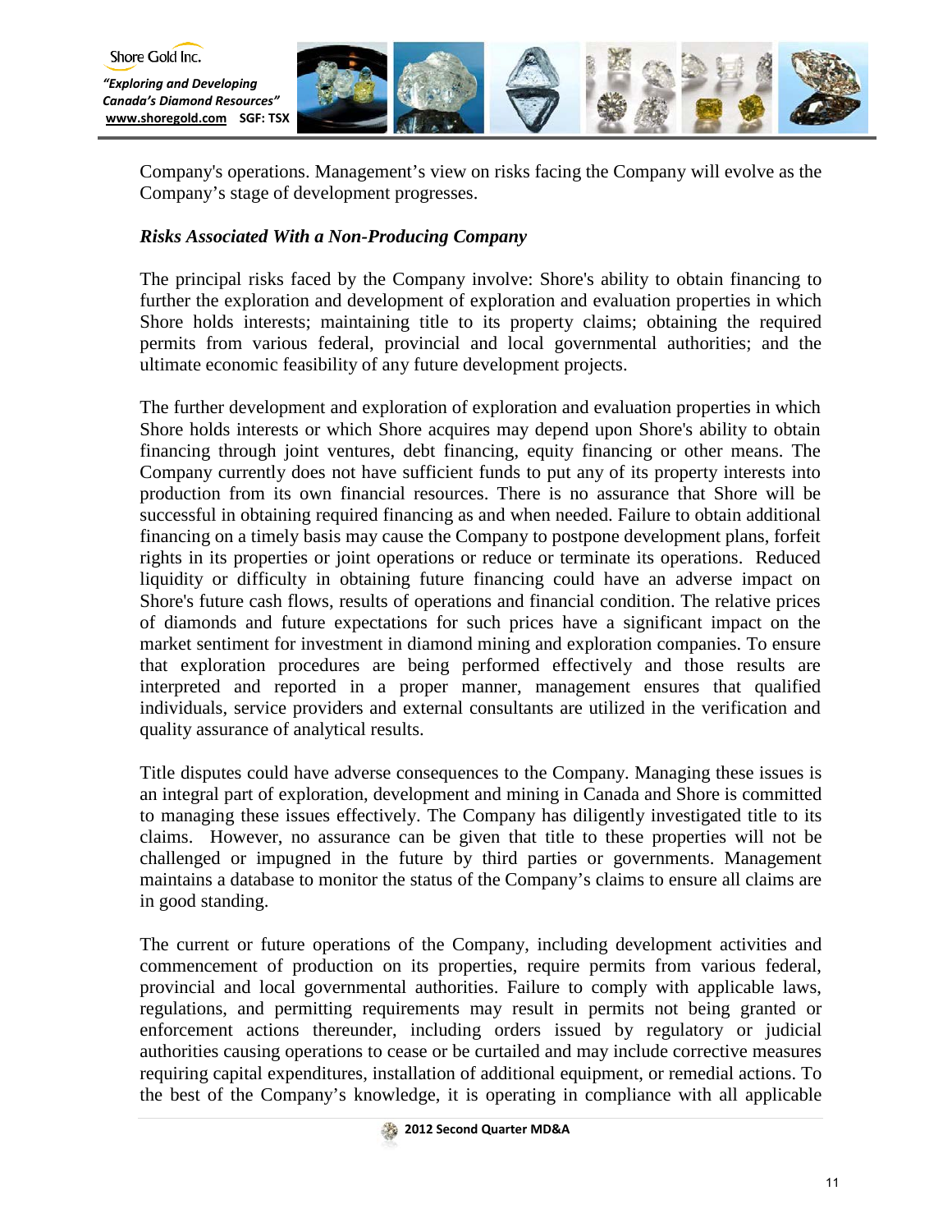Company's operations. Management's view on risks facing the Company will evolve as the Company's stage of development progresses.

### *Risks Associated With a Non-Producing Company*

The principal risks faced by the Company involve: Shore's ability to obtain financing to further the exploration and development of exploration and evaluation properties in which Shore holds interests; maintaining title to its property claims; obtaining the required permits from various federal, provincial and local governmental authorities; and the ultimate economic feasibility of any future development projects.

The further development and exploration of exploration and evaluation properties in which Shore holds interests or which Shore acquires may depend upon Shore's ability to obtain financing through joint ventures, debt financing, equity financing or other means. The Company currently does not have sufficient funds to put any of its property interests into production from its own financial resources. There is no assurance that Shore will be successful in obtaining required financing as and when needed. Failure to obtain additional financing on a timely basis may cause the Company to postpone development plans, forfeit rights in its properties or joint operations or reduce or terminate its operations. Reduced liquidity or difficulty in obtaining future financing could have an adverse impact on Shore's future cash flows, results of operations and financial condition. The relative prices of diamonds and future expectations for such prices have a significant impact on the market sentiment for investment in diamond mining and exploration companies. To ensure that exploration procedures are being performed effectively and those results are interpreted and reported in a proper manner, management ensures that qualified individuals, service providers and external consultants are utilized in the verification and quality assurance of analytical results.

Title disputes could have adverse consequences to the Company. Managing these issues is an integral part of exploration, development and mining in Canada and Shore is committed to managing these issues effectively. The Company has diligently investigated title to its claims. However, no assurance can be given that title to these properties will not be challenged or impugned in the future by third parties or governments. Management maintains a database to monitor the status of the Company's claims to ensure all claims are in good standing.

The current or future operations of the Company, including development activities and commencement of production on its properties, require permits from various federal, provincial and local governmental authorities. Failure to comply with applicable laws, regulations, and permitting requirements may result in permits not being granted or enforcement actions thereunder, including orders issued by regulatory or judicial authorities causing operations to cease or be curtailed and may include corrective measures requiring capital expenditures, installation of additional equipment, or remedial actions. To the best of the Company's knowledge, it is operating in compliance with all applicable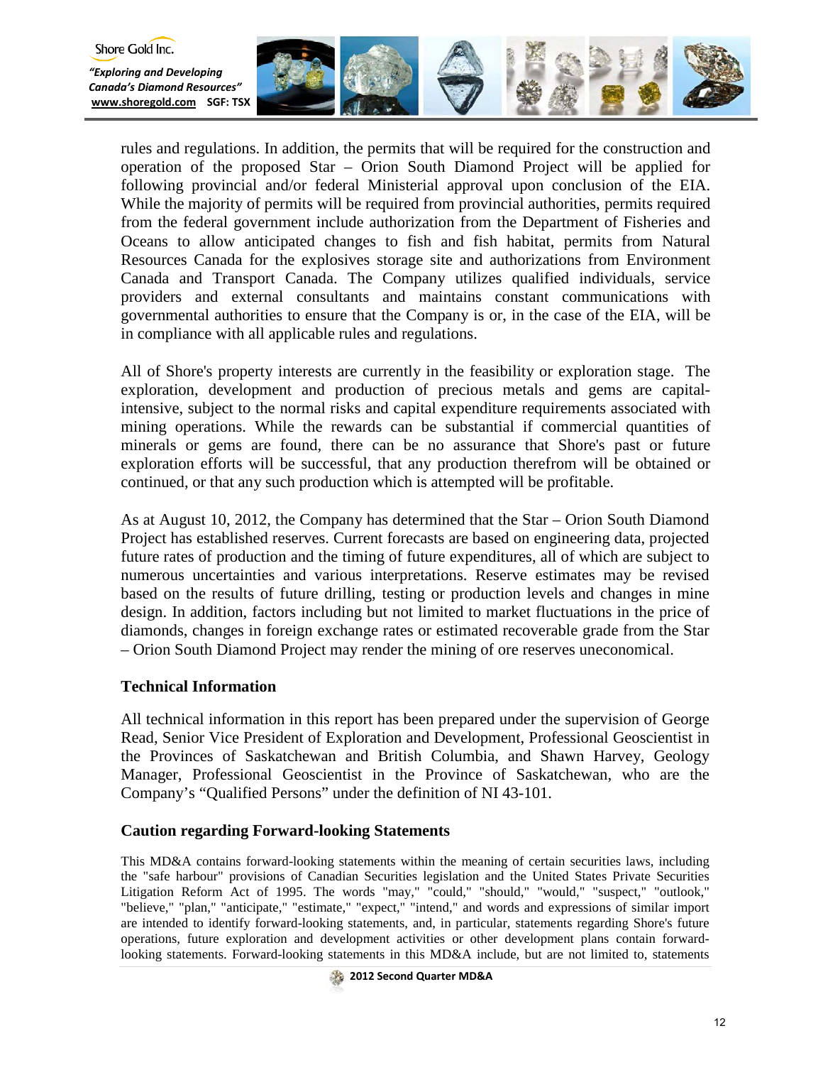rules and regulations. In addition, the permits that will be required for the construction and operation of the proposed Star – Orion South Diamond Project will be applied for following provincial and/or federal Ministerial approval upon conclusion of the EIA. While the majority of permits will be required from provincial authorities, permits required from the federal government include authorization from the Department of Fisheries and Oceans to allow anticipated changes to fish and fish habitat, permits from Natural Resources Canada for the explosives storage site and authorizations from Environment Canada and Transport Canada. The Company utilizes qualified individuals, service providers and external consultants and maintains constant communications with governmental authorities to ensure that the Company is or, in the case of the EIA, will be in compliance with all applicable rules and regulations.

All of Shore's property interests are currently in the feasibility or exploration stage. The exploration, development and production of precious metals and gems are capital-intensive, subject to the normal risks and capital expenditure requirements associated with mining operations. While the rewards can be substantial if commercial quantities of minerals or gems are found, there can be no assurance that Shore's past or future exploration efforts will be successful, that any production therefrom will be obtained or continued, or that any such production which is attempted will be profitable.

As at August 10, 2012, the Company has determined that the Star – Orion South Diamond Project has established reserves. Current forecasts are based on engineering data, projected future rates of production and the timing of future expenditures, all of which are subject to numerous uncertainties and various interpretations. Reserve estimates may be revised based on the results of future drilling, testing or production levels and changes in mine design. In addition, factors including but not limited to market fluctuations in the price of diamonds, changes in foreign exchange rates or estimated recoverable grade from the Star – Orion South Diamond Project may render the mining of ore reserves uneconomical.

## Technical Information

All technical information in this report has been prepared under the supervision of George Read, Senior Vice President of Exploration and Development, Professional Geoscientist in the Provinces of Saskatchewan and British Columbia, and Shawn Harvey, Geology Manager, Professional Geoscientist in the Province of Saskatchewan, who are the Company's "Qualified Persons" under the definition of NI 43-101.

## Caution regarding Forward-looking Statements

This MD&A contains forward-looking statements within the meaning of certain securities laws, including the "safe harbour" provisions of Canadian Securities legislation and the United States Private Securities Litigation Reform Act of 1995. The words "may," "could," "should," "would," "suspect," "outlook," "believe," "plan," "anticipate," "estimate," "expect," "intend," and words and expressions of similar import are intended to identify forward-looking statements, and, in particular, statements regarding Shore's future operations, future exploration and development activities or other development plans contain forward-looking statements. Forward-looking statements in this MD&A include, but are not limited to, statements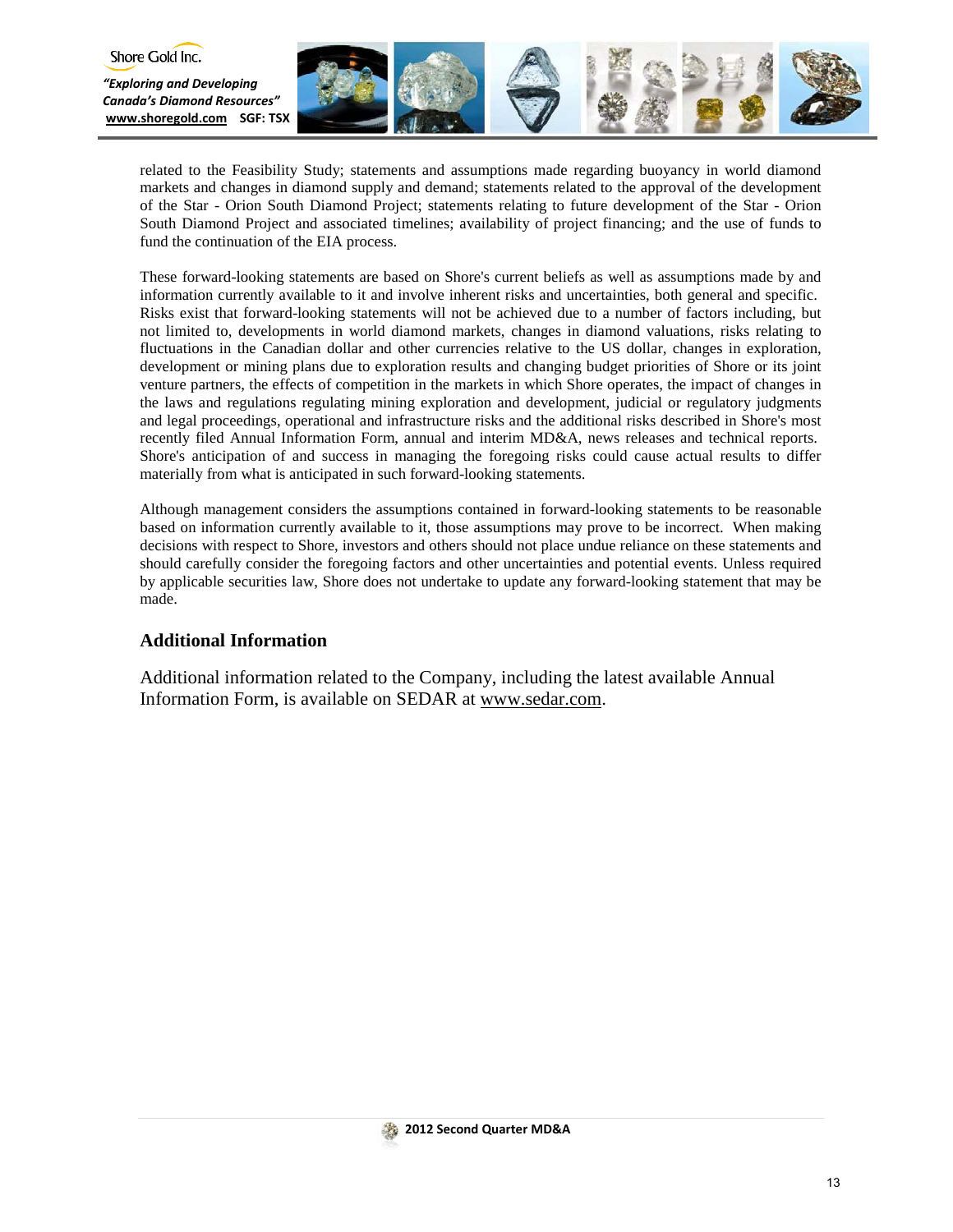related to the Feasibility Study; statements and assumptions made regarding buoyancy in world diamond markets and changes in diamond supply and demand; statements related to the approval of the development of the Star - Orion South Diamond Project; statements relating to future development of the Star - Orion South Diamond Project and associated timelines; availability of project financing; and the use of funds to fund the continuation of the EIA process.

These forward-looking statements are based on Shore's current beliefs as well as assumptions made by and information currently available to it and involve inherent risks and uncertainties, both general and specific. Risks exist that forward-looking statements will not be achieved due to a number of factors including, but not limited to, developments in world diamond markets, changes in diamond valuations, risks relating to fluctuations in the Canadian dollar and other currencies relative to the US dollar, changes in exploration, development or mining plans due to exploration results and changing budget priorities of Shore or its joint venture partners, the effects of competition in the markets in which Shore operates, the impact of changes in the laws and regulations regulating mining exploration and development, judicial or regulatory judgments and legal proceedings, operational and infrastructure risks and the additional risks described in Shore's most recently filed Annual Information Form, annual and interim MD&A, news releases and technical reports. Shore's anticipation of and success in managing the foregoing risks could cause actual results to differ materially from what is anticipated in such forward-looking statements.

Although management considers the assumptions contained in forward-looking statements to be reasonable based on information currently available to it, those assumptions may prove to be incorrect. When making decisions with respect to Shore, investors and others should not place undue reliance on these statements and should carefully consider the foregoing factors and other uncertainties and potential events. Unless required by applicable securities law, Shore does not undertake to update any forward-looking statement that may be made.

## Additional Information

Additional information related to the Company, including the latest available Annual Information Form, is available on SEDAR at www.sedar.com.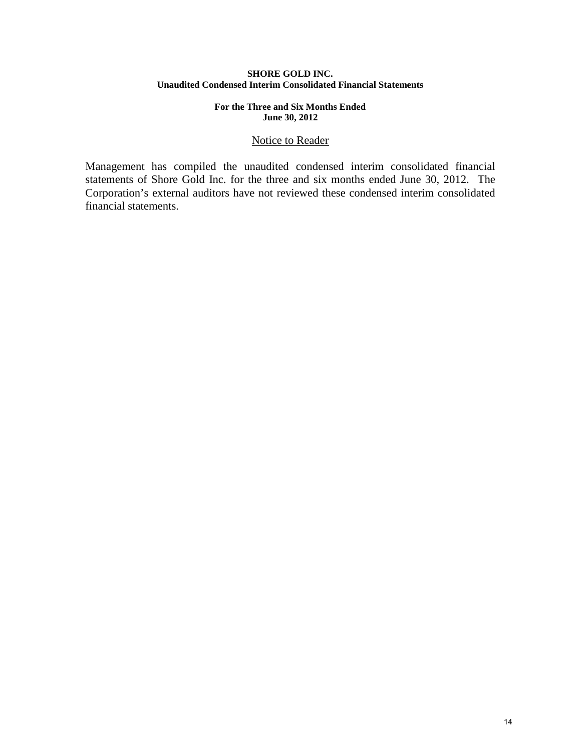**SHORE GOLD INC.**
**Unaudited Condensed Interim Consolidated Financial Statements**

**For the Three and Six Months Ended**
**June 30, 2012**

## Notice to Reader

Management has compiled the unaudited condensed interim consolidated financial statements of Shore Gold Inc. for the three and six months ended June 30, 2012. The Corporation's external auditors have not reviewed these condensed interim consolidated financial statements.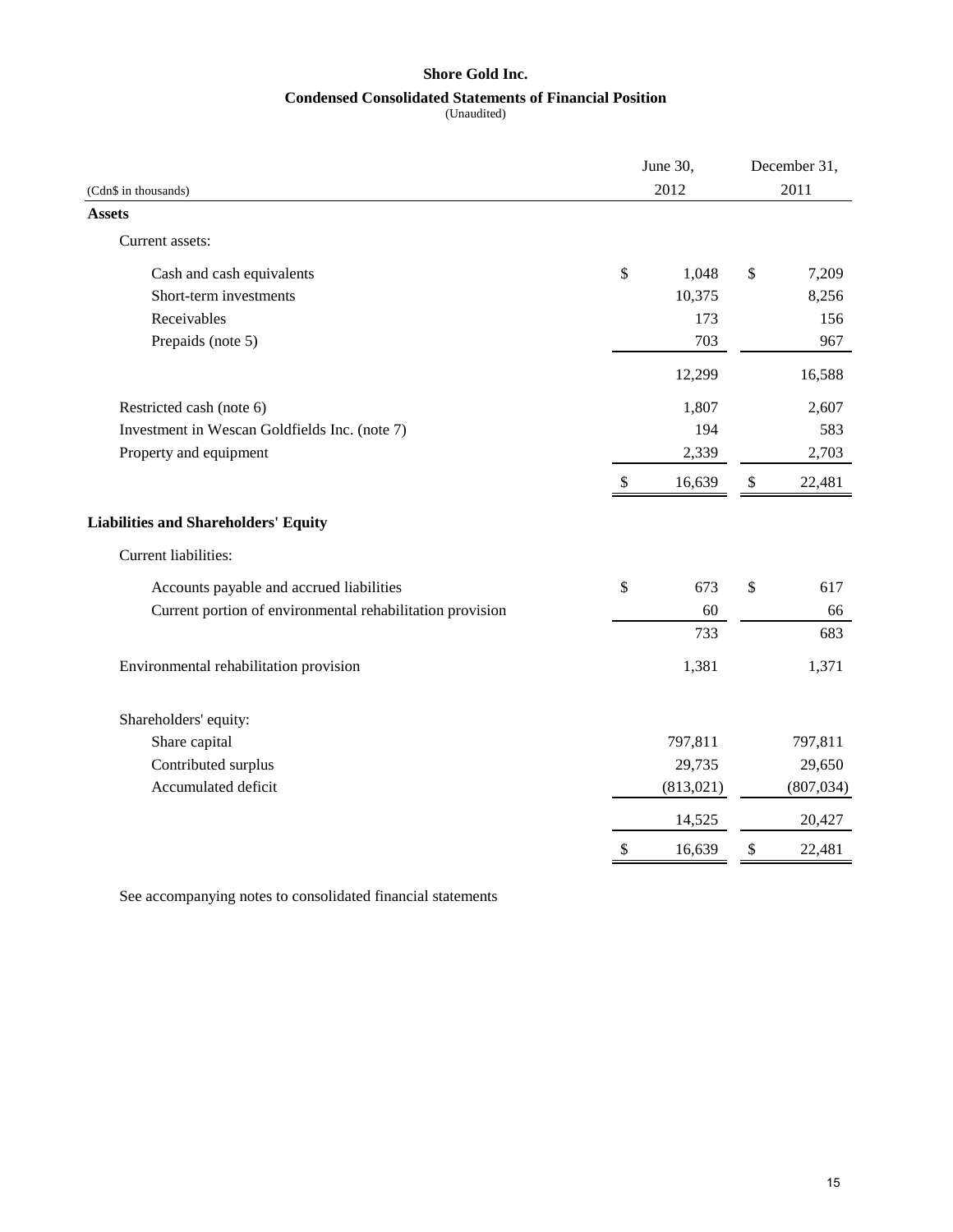# Shore Gold Inc.

## Condensed Consolidated Statements of Financial Position

(Unaudited)

| (Cdn$ in thousands) | June 30, 2012 | December 31, 2011 |
|---|---|---|
| **Assets** | | |
| Current assets: | | |
| Cash and cash equivalents | $ 1,048 | $ 7,209 |
| Short-term investments | 10,375 | 8,256 |
| Receivables | 173 | 156 |
| Prepaids (note 5) | 703 | 967 |
| | 12,299 | 16,588 |
| Restricted cash (note 6) | 1,807 | 2,607 |
| Investment in Wescan Goldfields Inc. (note 7) | 194 | 583 |
| Property and equipment | 2,339 | 2,703 |
| | $ 16,639 | $ 22,481 |
| **Liabilities and Shareholders' Equity** | | |
| Current liabilities: | | |
| Accounts payable and accrued liabilities | $ 673 | $ 617 |
| Current portion of environmental rehabilitation provision | 60 | 66 |
| | 733 | 683 |
| Environmental rehabilitation provision | 1,381 | 1,371 |
| Shareholders' equity: | | |
| Share capital | 797,811 | 797,811 |
| Contributed surplus | 29,735 | 29,650 |
| Accumulated deficit | (813,021) | (807,034) |
| | 14,525 | 20,427 |
| | $ 16,639 | $ 22,481 |

See accompanying notes to consolidated financial statements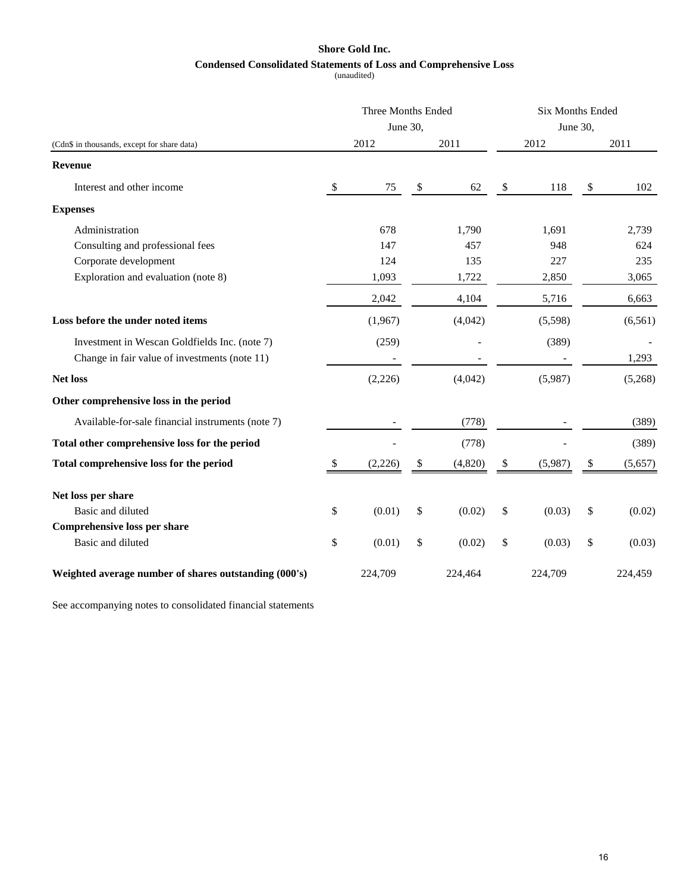# Shore Gold Inc.

## Condensed Consolidated Statements of Loss and Comprehensive Loss

(unaudited)

| | Three Months Ended June 30, | | Six Months Ended June 30, | |
|---|---|---|---|---|
| (Cdn$ in thousands, except for share data) | 2012 | 2011 | 2012 | 2011 |
| **Revenue** | | | | |
| Interest and other income | $ 75 | $ 62 | $ 118 | $ 102 |
| **Expenses** | | | | |
| Administration | 678 | 1,790 | 1,691 | 2,739 |
| Consulting and professional fees | 147 | 457 | 948 | 624 |
| Corporate development | 124 | 135 | 227 | 235 |
| Exploration and evaluation (note 8) | 1,093 | 1,722 | 2,850 | 3,065 |
| | 2,042 | 4,104 | 5,716 | 6,663 |
| **Loss before the under noted items** | (1,967) | (4,042) | (5,598) | (6,561) |
| Investment in Wescan Goldfields Inc. (note 7) | (259) | - | (389) | - |
| Change in fair value of investments (note 11) | - | - | - | 1,293 |
| **Net loss** | (2,226) | (4,042) | (5,987) | (5,268) |
| **Other comprehensive loss in the period** | | | | |
| Available-for-sale financial instruments (note 7) | - | (778) | - | (389) |
| **Total other comprehensive loss for the period** | - | (778) | - | (389) |
| **Total comprehensive loss for the period** | $ (2,226) | $ (4,820) | $ (5,987) | $ (5,657) |
| **Net loss per share** | | | | |
| Basic and diluted | $ (0.01) | $ (0.02) | $ (0.03) | $ (0.02) |
| **Comprehensive loss per share** | | | | |
| Basic and diluted | $ (0.01) | $ (0.02) | $ (0.03) | $ (0.03) |
| **Weighted average number of shares outstanding (000's)** | 224,709 | 224,464 | 224,709 | 224,459 |

See accompanying notes to consolidated financial statements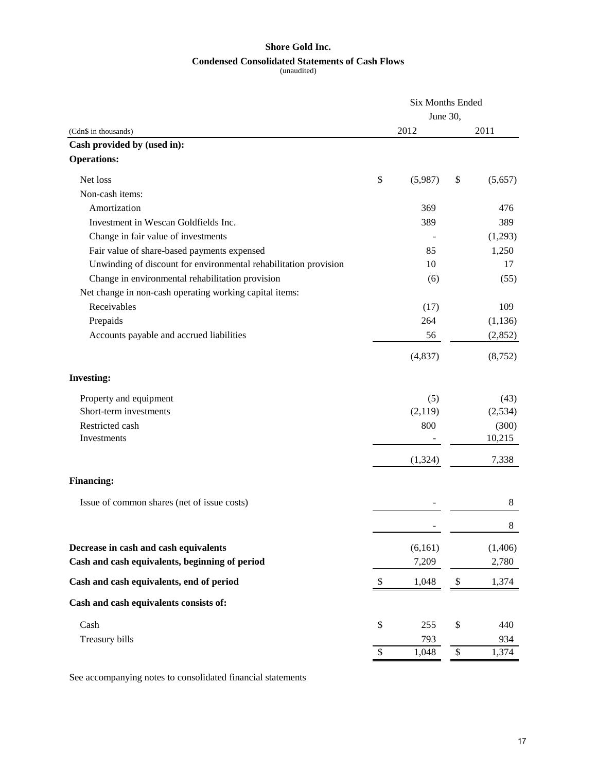# Shore Gold Inc.

## Condensed Consolidated Statements of Cash Flows

(unaudited)

| (Cdn$ in thousands) | Six Months Ended June 30, 2012 | Six Months Ended June 30, 2011 |
|---|---|---|
| **Cash provided by (used in):** | | |
| **Operations:** | | |
| Net loss | $ (5,987) | $ (5,657) |
| Non-cash items: | | |
| Amortization | 369 | 476 |
| Investment in Wescan Goldfields Inc. | 389 | 389 |
| Change in fair value of investments | - | (1,293) |
| Fair value of share-based payments expensed | 85 | 1,250 |
| Unwinding of discount for environmental rehabilitation provision | 10 | 17 |
| Change in environmental rehabilitation provision | (6) | (55) |
| Net change in non-cash operating working capital items: | | |
| Receivables | (17) | 109 |
| Prepaids | 264 | (1,136) |
| Accounts payable and accrued liabilities | 56 | (2,852) |
| | (4,837) | (8,752) |
| **Investing:** | | |
| Property and equipment | (5) | (43) |
| Short-term investments | (2,119) | (2,534) |
| Restricted cash | 800 | (300) |
| Investments | - | 10,215 |
| | (1,324) | 7,338 |
| **Financing:** | | |
| Issue of common shares (net of issue costs) | - | 8 |
| | - | 8 |
| **Decrease in cash and cash equivalents** | (6,161) | (1,406) |
| **Cash and cash equivalents, beginning of period** | 7,209 | 2,780 |
| **Cash and cash equivalents, end of period** | $ 1,048 | $ 1,374 |
| **Cash and cash equivalents consists of:** | | |
| Cash | $ 255 | $ 440 |
| Treasury bills | 793 | 934 |
| | $ 1,048 | $ 1,374 |

See accompanying notes to consolidated financial statements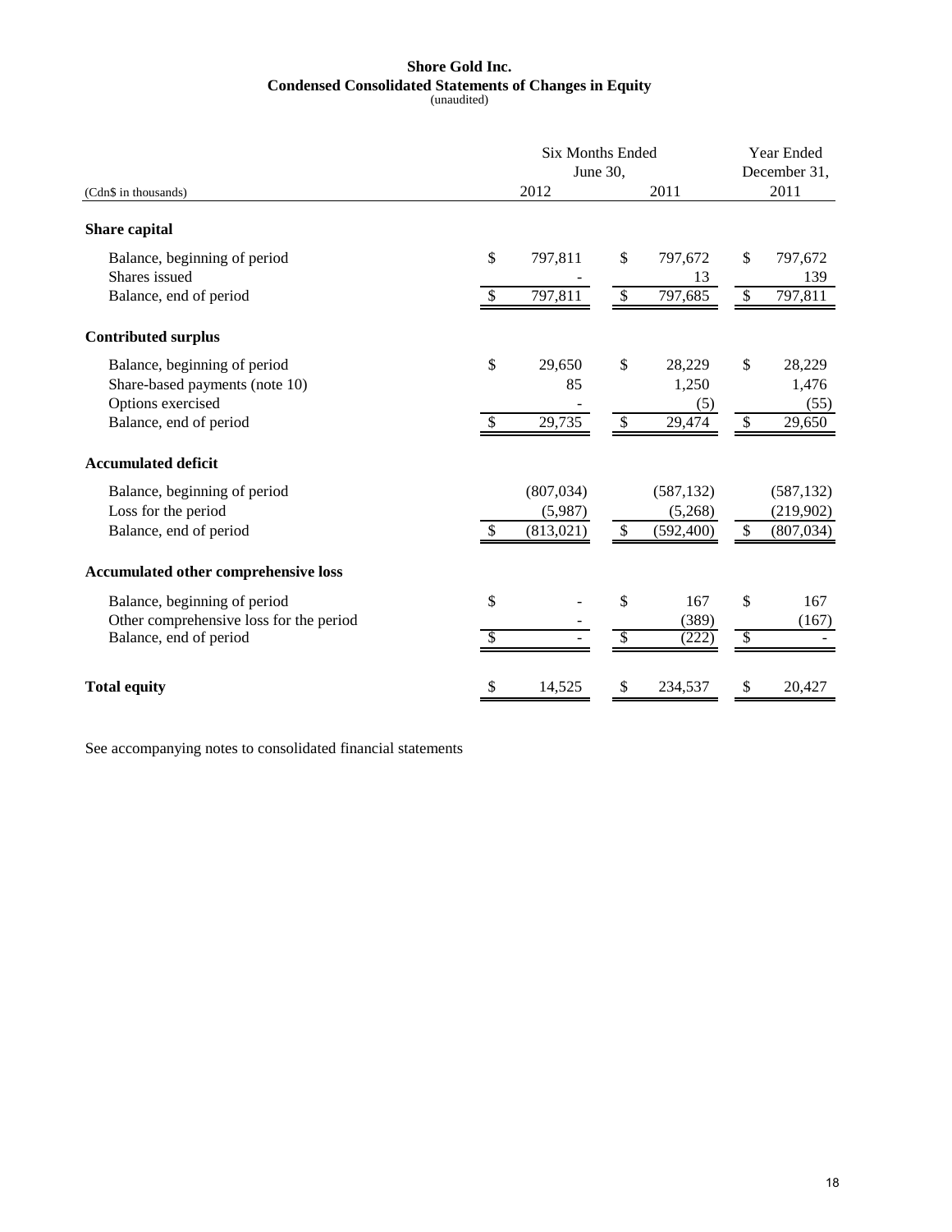# Shore Gold Inc.

## Condensed Consolidated Statements of Changes in Equity

(unaudited)

| (Cdn$ in thousands) | Six Months Ended June 30, 2012 | Six Months Ended June 30, 2011 | Year Ended December 31, 2011 |
|---|---|---|---|
| **Share capital** | | | |
| Balance, beginning of period | $ 797,811 | $ 797,672 | $ 797,672 |
| Shares issued | - | 13 | 139 |
| Balance, end of period | $ 797,811 | $ 797,685 | $ 797,811 |
| **Contributed surplus** | | | |
| Balance, beginning of period | $ 29,650 | $ 28,229 | $ 28,229 |
| Share-based payments (note 10) | 85 | 1,250 | 1,476 |
| Options exercised | - | (5) | (55) |
| Balance, end of period | $ 29,735 | $ 29,474 | $ 29,650 |
| **Accumulated deficit** | | | |
| Balance, beginning of period | (807,034) | (587,132) | (587,132) |
| Loss for the period | (5,987) | (5,268) | (219,902) |
| Balance, end of period | $ (813,021) | $ (592,400) | $ (807,034) |
| **Accumulated other comprehensive loss** | | | |
| Balance, beginning of period | $ - | $ 167 | $ 167 |
| Other comprehensive loss for the period | - | (389) | (167) |
| Balance, end of period | $ - | $ (222) | $ - |
| **Total equity** | $ 14,525 | $ 234,537 | $ 20,427 |

See accompanying notes to consolidated financial statements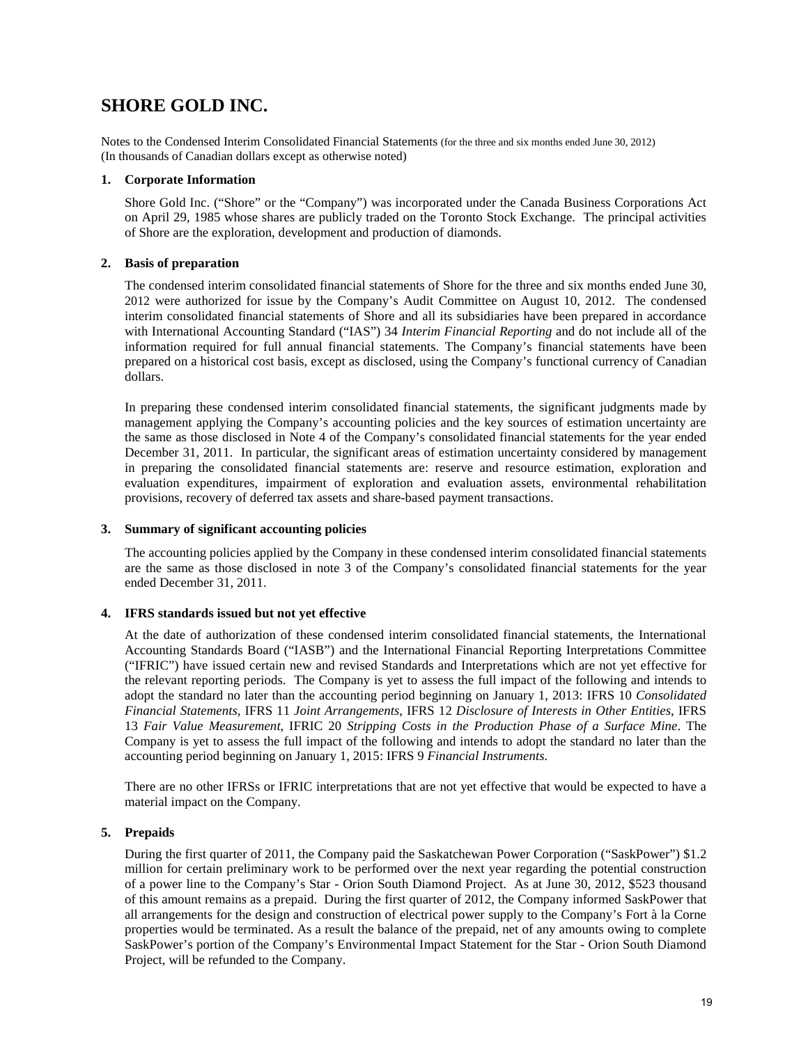# SHORE GOLD INC.

Notes to the Condensed Interim Consolidated Financial Statements (for the three and six months ended June 30, 2012)
(In thousands of Canadian dollars except as otherwise noted)

## 1. Corporate Information

Shore Gold Inc. ("Shore" or the "Company") was incorporated under the Canada Business Corporations Act on April 29, 1985 whose shares are publicly traded on the Toronto Stock Exchange. The principal activities of Shore are the exploration, development and production of diamonds.

## 2. Basis of preparation

The condensed interim consolidated financial statements of Shore for the three and six months ended June 30, 2012 were authorized for issue by the Company's Audit Committee on August 10, 2012. The condensed interim consolidated financial statements of Shore and all its subsidiaries have been prepared in accordance with International Accounting Standard ("IAS") 34 *Interim Financial Reporting* and do not include all of the information required for full annual financial statements. The Company's financial statements have been prepared on a historical cost basis, except as disclosed, using the Company's functional currency of Canadian dollars.

In preparing these condensed interim consolidated financial statements, the significant judgments made by management applying the Company's accounting policies and the key sources of estimation uncertainty are the same as those disclosed in Note 4 of the Company's consolidated financial statements for the year ended December 31, 2011. In particular, the significant areas of estimation uncertainty considered by management in preparing the consolidated financial statements are: reserve and resource estimation, exploration and evaluation expenditures, impairment of exploration and evaluation assets, environmental rehabilitation provisions, recovery of deferred tax assets and share-based payment transactions.

## 3. Summary of significant accounting policies

The accounting policies applied by the Company in these condensed interim consolidated financial statements are the same as those disclosed in note 3 of the Company's consolidated financial statements for the year ended December 31, 2011.

## 4. IFRS standards issued but not yet effective

At the date of authorization of these condensed interim consolidated financial statements, the International Accounting Standards Board ("IASB") and the International Financial Reporting Interpretations Committee ("IFRIC") have issued certain new and revised Standards and Interpretations which are not yet effective for the relevant reporting periods. The Company is yet to assess the full impact of the following and intends to adopt the standard no later than the accounting period beginning on January 1, 2013: IFRS 10 *Consolidated Financial Statements*, IFRS 11 *Joint Arrangements*, IFRS 12 *Disclosure of Interests in Other Entities*, IFRS 13 *Fair Value Measurement*, IFRIC 20 *Stripping Costs in the Production Phase of a Surface Mine*. The Company is yet to assess the full impact of the following and intends to adopt the standard no later than the accounting period beginning on January 1, 2015: IFRS 9 *Financial Instruments*.

There are no other IFRSs or IFRIC interpretations that are not yet effective that would be expected to have a material impact on the Company.

## 5. Prepaids

During the first quarter of 2011, the Company paid the Saskatchewan Power Corporation ("SaskPower") $1.2 million for certain preliminary work to be performed over the next year regarding the potential construction of a power line to the Company's Star - Orion South Diamond Project. As at June 30, 2012, $523 thousand of this amount remains as a prepaid. During the first quarter of 2012, the Company informed SaskPower that all arrangements for the design and construction of electrical power supply to the Company's Fort à la Corne properties would be terminated. As a result the balance of the prepaid, net of any amounts owing to complete SaskPower's portion of the Company's Environmental Impact Statement for the Star - Orion South Diamond Project, will be refunded to the Company.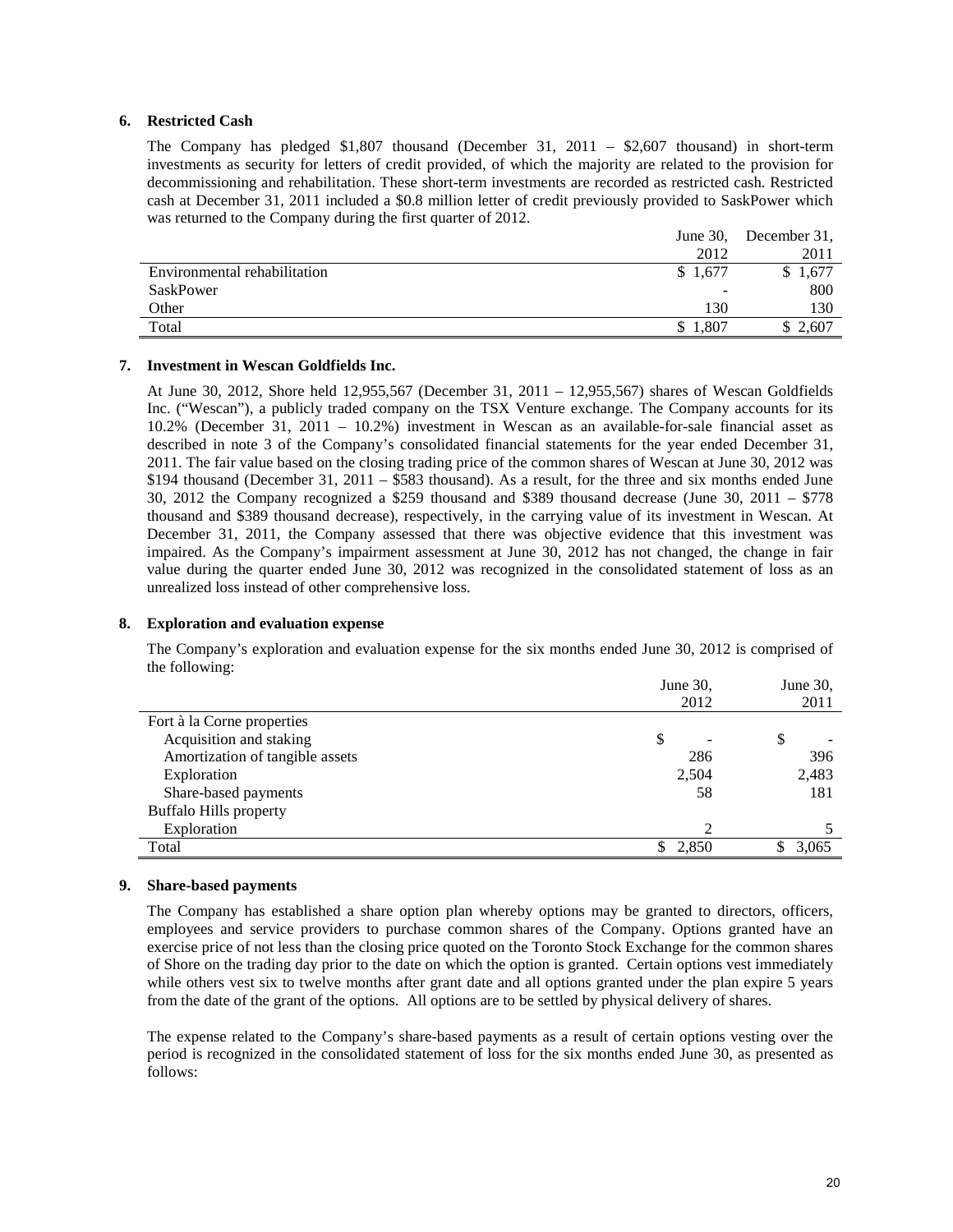## 6. Restricted Cash

The Company has pledged $1,807 thousand (December 31, 2011 – $2,607 thousand) in short-term investments as security for letters of credit provided, of which the majority are related to the provision for decommissioning and rehabilitation. These short-term investments are recorded as restricted cash. Restricted cash at December 31, 2011 included a $0.8 million letter of credit previously provided to SaskPower which was returned to the Company during the first quarter of 2012.

| | June 30, 2012 | December 31, 2011 |
|---|---|---|
| Environmental rehabilitation | $ 1,677 | $ 1,677 |
| SaskPower | - | 800 |
| Other | 130 | 130 |
| Total | $ 1,807 | $ 2,607 |

## 7. Investment in Wescan Goldfields Inc.

At June 30, 2012, Shore held 12,955,567 (December 31, 2011 – 12,955,567) shares of Wescan Goldfields Inc. ("Wescan"), a publicly traded company on the TSX Venture exchange. The Company accounts for its 10.2% (December 31, 2011 – 10.2%) investment in Wescan as an available-for-sale financial asset as described in note 3 of the Company's consolidated financial statements for the year ended December 31, 2011. The fair value based on the closing trading price of the common shares of Wescan at June 30, 2012 was $194 thousand (December 31, 2011 – $583 thousand). As a result, for the three and six months ended June 30, 2012 the Company recognized a $259 thousand and $389 thousand decrease (June 30, 2011 – $778 thousand and $389 thousand decrease), respectively, in the carrying value of its investment in Wescan. At December 31, 2011, the Company assessed that there was objective evidence that this investment was impaired. As the Company's impairment assessment at June 30, 2012 has not changed, the change in fair value during the quarter ended June 30, 2012 was recognized in the consolidated statement of loss as an unrealized loss instead of other comprehensive loss.

## 8. Exploration and evaluation expense

The Company's exploration and evaluation expense for the six months ended June 30, 2012 is comprised of the following:

| | June 30, 2012 | June 30, 2011 |
|---|---|---|
| Fort à la Corne properties | | |
| Acquisition and staking | $ - | $ - |
| Amortization of tangible assets | 286 | 396 |
| Exploration | 2,504 | 2,483 |
| Share-based payments | 58 | 181 |
| Buffalo Hills property | | |
| Exploration | 2 | 5 |
| Total | $ 2,850 | $ 3,065 |

## 9. Share-based payments

The Company has established a share option plan whereby options may be granted to directors, officers, employees and service providers to purchase common shares of the Company. Options granted have an exercise price of not less than the closing price quoted on the Toronto Stock Exchange for the common shares of Shore on the trading day prior to the date on which the option is granted. Certain options vest immediately while others vest six to twelve months after grant date and all options granted under the plan expire 5 years from the date of the grant of the options. All options are to be settled by physical delivery of shares.

The expense related to the Company's share-based payments as a result of certain options vesting over the period is recognized in the consolidated statement of loss for the six months ended June 30, as presented as follows: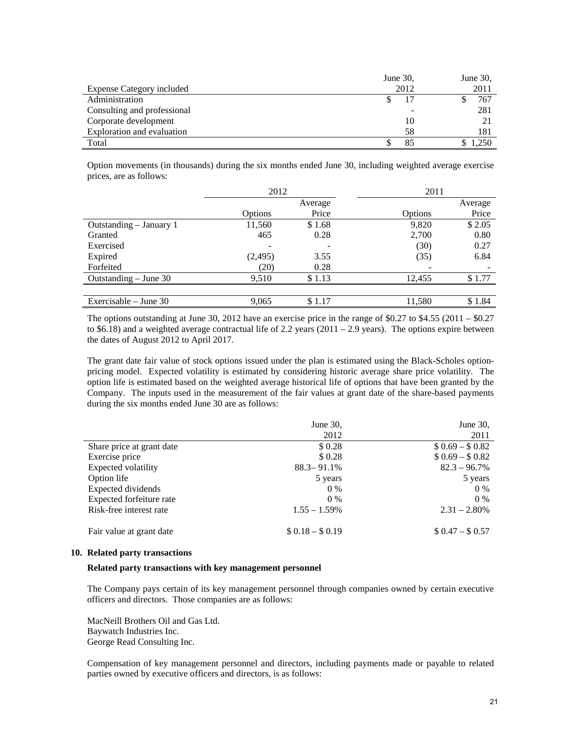| Expense Category included | June 30, 2012 | June 30, 2011 |
|---|---|---|
| Administration | $ 17 | $ 767 |
| Consulting and professional | - | 281 |
| Corporate development | 10 | 21 |
| Exploration and evaluation | 58 | 181 |
| Total | $ 85 | $ 1,250 |

Option movements (in thousands) during the six months ended June 30, including weighted average exercise prices, are as follows:

| | 2012 | | 2011 | |
|---|---|---|---|---|
| | Options | Average Price | Options | Average Price |
| Outstanding – January 1 | 11,560 | $ 1.68 | 9,820 | $ 2.05 |
| Granted | 465 | 0.28 | 2,700 | 0.80 |
| Exercised | - | - | (30) | 0.27 |
| Expired | (2,495) | 3.55 | (35) | 6.84 |
| Forfeited | (20) | 0.28 | - | - |
| Outstanding – June 30 | 9,510 | $ 1.13 | 12,455 | $ 1.77 |
| Exercisable – June 30 | 9,065 | $ 1.17 | 11,580 | $ 1.84 |

The options outstanding at June 30, 2012 have an exercise price in the range of $0.27 to $4.55 (2011 – $0.27 to $6.18) and a weighted average contractual life of 2.2 years (2011 – 2.9 years). The options expire between the dates of August 2012 to April 2017.

The grant date fair value of stock options issued under the plan is estimated using the Black-Scholes option-pricing model. Expected volatility is estimated by considering historic average share price volatility. The option life is estimated based on the weighted average historical life of options that have been granted by the Company. The inputs used in the measurement of the fair values at grant date of the share-based payments during the six months ended June 30 are as follows:

| | June 30, 2012 | June 30, 2011 |
|---|---|---|
| Share price at grant date | $ 0.28 | $ 0.69 – $ 0.82 |
| Exercise price | $ 0.28 | $ 0.69 – $ 0.82 |
| Expected volatility | 88.3– 91.1% | 82.3 – 96.7% |
| Option life | 5 years | 5 years |
| Expected dividends | 0 % | 0 % |
| Expected forfeiture rate | 0 % | 0 % |
| Risk-free interest rate | 1.55 – 1.59% | 2.31 – 2.80% |
| Fair value at grant date | $ 0.18 – $ 0.19 | $ 0.47 – $ 0.57 |

**10. Related party transactions**

**Related party transactions with key management personnel**

The Company pays certain of its key management personnel through companies owned by certain executive officers and directors. Those companies are as follows:

MacNeill Brothers Oil and Gas Ltd.
Baywatch Industries Inc.
George Read Consulting Inc.

Compensation of key management personnel and directors, including payments made or payable to related parties owned by executive officers and directors, is as follows: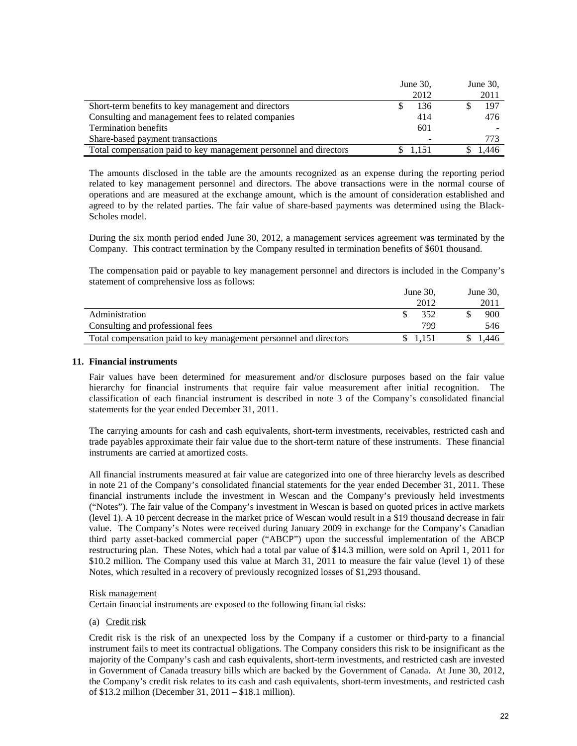| | June 30, 2012 | June 30, 2011 |
|---|---|---|
| Short-term benefits to key management and directors | $ 136 | $ 197 |
| Consulting and management fees to related companies | 414 | 476 |
| Termination benefits | 601 | - |
| Share-based payment transactions | - | 773 |
| Total compensation paid to key management personnel and directors | $ 1,151 | $ 1,446 |

The amounts disclosed in the table are the amounts recognized as an expense during the reporting period related to key management personnel and directors. The above transactions were in the normal course of operations and are measured at the exchange amount, which is the amount of consideration established and agreed to by the related parties. The fair value of share-based payments was determined using the Black-Scholes model.

During the six month period ended June 30, 2012, a management services agreement was terminated by the Company. This contract termination by the Company resulted in termination benefits of $601 thousand.

The compensation paid or payable to key management personnel and directors is included in the Company's statement of comprehensive loss as follows:

| | June 30, 2012 | June 30, 2011 |
|---|---|---|
| Administration | $ 352 | $ 900 |
| Consulting and professional fees | 799 | 546 |
| Total compensation paid to key management personnel and directors | $ 1,151 | $ 1,446 |

## 11. Financial instruments

Fair values have been determined for measurement and/or disclosure purposes based on the fair value hierarchy for financial instruments that require fair value measurement after initial recognition. The classification of each financial instrument is described in note 3 of the Company's consolidated financial statements for the year ended December 31, 2011.

The carrying amounts for cash and cash equivalents, short-term investments, receivables, restricted cash and trade payables approximate their fair value due to the short-term nature of these instruments. These financial instruments are carried at amortized costs.

All financial instruments measured at fair value are categorized into one of three hierarchy levels as described in note 21 of the Company's consolidated financial statements for the year ended December 31, 2011. These financial instruments include the investment in Wescan and the Company's previously held investments ("Notes"). The fair value of the Company's investment in Wescan is based on quoted prices in active markets (level 1). A 10 percent decrease in the market price of Wescan would result in a $19 thousand decrease in fair value. The Company's Notes were received during January 2009 in exchange for the Company's Canadian third party asset-backed commercial paper ("ABCP") upon the successful implementation of the ABCP restructuring plan. These Notes, which had a total par value of $14.3 million, were sold on April 1, 2011 for $10.2 million. The Company used this value at March 31, 2011 to measure the fair value (level 1) of these Notes, which resulted in a recovery of previously recognized losses of $1,293 thousand.

Risk management

Certain financial instruments are exposed to the following financial risks:

(a) Credit risk

Credit risk is the risk of an unexpected loss by the Company if a customer or third-party to a financial instrument fails to meet its contractual obligations. The Company considers this risk to be insignificant as the majority of the Company's cash and cash equivalents, short-term investments, and restricted cash are invested in Government of Canada treasury bills which are backed by the Government of Canada. At June 30, 2012, the Company's credit risk relates to its cash and cash equivalents, short-term investments, and restricted cash of $13.2 million (December 31, 2011 – $18.1 million).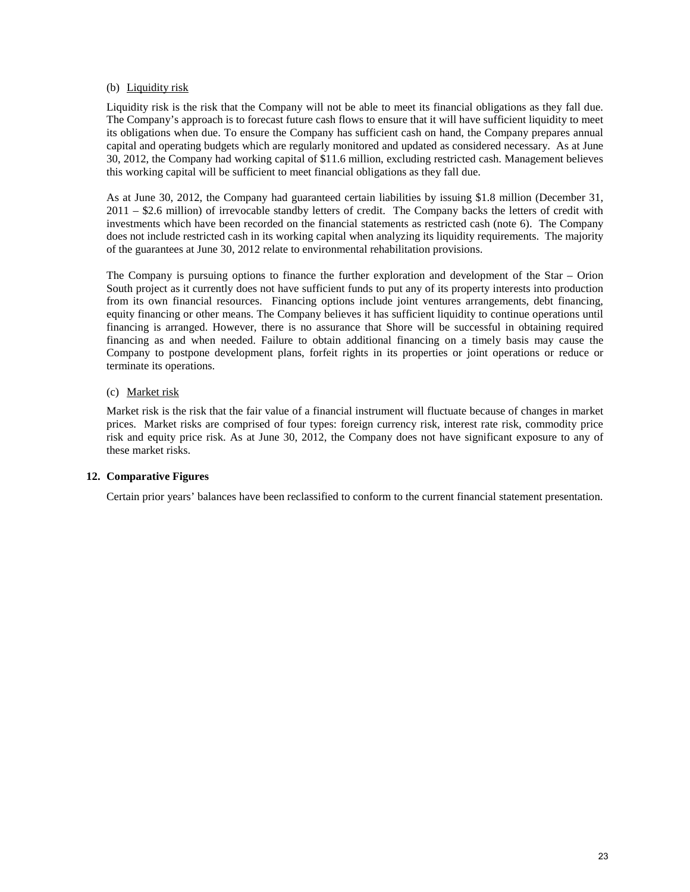(b) Liquidity risk

Liquidity risk is the risk that the Company will not be able to meet its financial obligations as they fall due. The Company's approach is to forecast future cash flows to ensure that it will have sufficient liquidity to meet its obligations when due. To ensure the Company has sufficient cash on hand, the Company prepares annual capital and operating budgets which are regularly monitored and updated as considered necessary. As at June 30, 2012, the Company had working capital of $11.6 million, excluding restricted cash. Management believes this working capital will be sufficient to meet financial obligations as they fall due.

As at June 30, 2012, the Company had guaranteed certain liabilities by issuing $1.8 million (December 31, 2011 – $2.6 million) of irrevocable standby letters of credit. The Company backs the letters of credit with investments which have been recorded on the financial statements as restricted cash (note 6). The Company does not include restricted cash in its working capital when analyzing its liquidity requirements. The majority of the guarantees at June 30, 2012 relate to environmental rehabilitation provisions.

The Company is pursuing options to finance the further exploration and development of the Star – Orion South project as it currently does not have sufficient funds to put any of its property interests into production from its own financial resources. Financing options include joint ventures arrangements, debt financing, equity financing or other means. The Company believes it has sufficient liquidity to continue operations until financing is arranged. However, there is no assurance that Shore will be successful in obtaining required financing as and when needed. Failure to obtain additional financing on a timely basis may cause the Company to postpone development plans, forfeit rights in its properties or joint operations or reduce or terminate its operations.

(c) Market risk

Market risk is the risk that the fair value of a financial instrument will fluctuate because of changes in market prices. Market risks are comprised of four types: foreign currency risk, interest rate risk, commodity price risk and equity price risk. As at June 30, 2012, the Company does not have significant exposure to any of these market risks.

**12. Comparative Figures**

Certain prior years' balances have been reclassified to conform to the current financial statement presentation.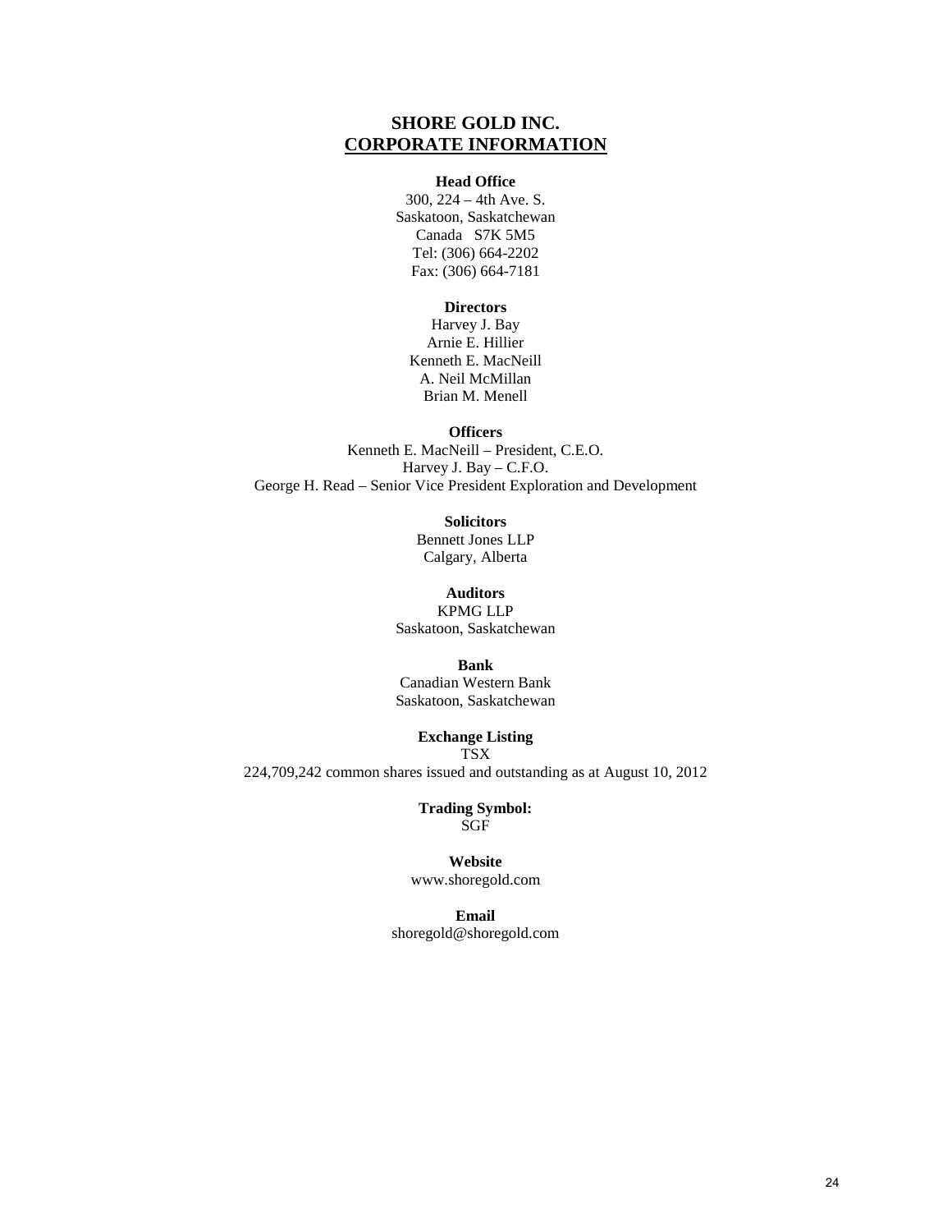# SHORE GOLD INC.
## CORPORATE INFORMATION

**Head Office**
300, 224 – 4th Ave. S.
Saskatoon, Saskatchewan
Canada S7K 5M5
Tel: (306) 664-2202
Fax: (306) 664-7181

**Directors**
Harvey J. Bay
Arnie E. Hillier
Kenneth E. MacNeill
A. Neil McMillan
Brian M. Menell

**Officers**
Kenneth E. MacNeill – President, C.E.O.
Harvey J. Bay – C.F.O.
George H. Read – Senior Vice President Exploration and Development

**Solicitors**
Bennett Jones LLP
Calgary, Alberta

**Auditors**
KPMG LLP
Saskatoon, Saskatchewan

**Bank**
Canadian Western Bank
Saskatoon, Saskatchewan

**Exchange Listing**
TSX
224,709,242 common shares issued and outstanding as at August 10, 2012

**Trading Symbol:**
SGF

**Website**
www.shoregold.com

**Email**
shoregold@shoregold.com